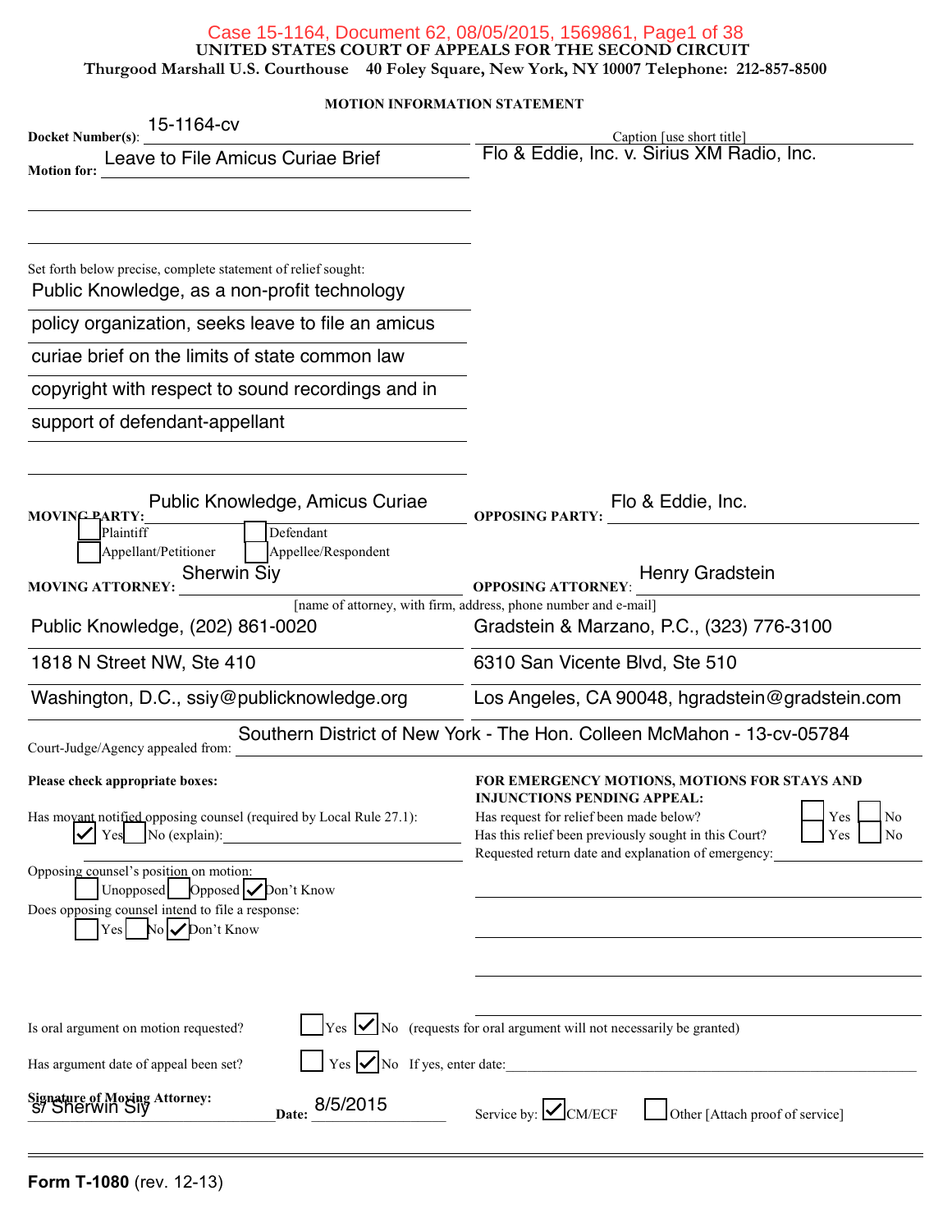**UNITED STATES COURT OF APPEALS FOR THE SECOND CIRCUIT**

**Thurgood Marshall U.S. Courthouse 40 Foley Square, New York, NY 10007 Telephone: 212-857-8500**

**MOTION INFORMATION STATEMENT**

**Docket Number(s):** 15-1164-cv

**Caption [use short title]:** Flo & Eddie, Inc. v. Sirius XM Radio, Inc.

**Motion for:** Leave to File Amicus Curiae Brief

Set forth below precise, complete statement of relief sought:

Public Knowledge, as a non-profit technology policy organization, seeks leave to file an amicus curiae brief on the limits of state common law copyright with respect to sound recordings and in support of defendant-appellant

**MOVING PARTY:** Public Knowledge, Amicus Curiae

☐ Plaintiff ☐ Defendant
☐ Appellant/Petitioner ☐ Appellee/Respondent

**OPPOSING PARTY:** Flo & Eddie, Inc.

**MOVING ATTORNEY:** Sherwin Siy

**OPPOSING ATTORNEY:** Henry Gradstein

[name of attorney, with firm, address, phone number and e-mail]

| Moving Attorney | Opposing Attorney |
|---|---|
| Public Knowledge, (202) 861-0020 | Gradstein & Marzano, P.C., (323) 776-3100 |
| 1818 N Street NW, Ste 410 | 6310 San Vicente Blvd, Ste 510 |
| Washington, D.C., ssiy@publicknowledge.org | Los Angeles, CA 90048, hgradstein@gradstein.com |

**Court-Judge/Agency appealed from:** Southern District of New York - The Hon. Colleen McMahon - 13-cv-05784

**Please check appropriate boxes:**

Has movant notified opposing counsel (required by Local Rule 27.1):
☑ Yes ☐ No (explain):

Opposing counsel's position on motion:
☐ Unopposed ☐ Opposed ☑ Don't Know

Does opposing counsel intend to file a response:
☐ Yes ☐ No ☑ Don't Know

**FOR EMERGENCY MOTIONS, MOTIONS FOR STAYS AND INJUNCTIONS PENDING APPEAL:**

Has request for relief been made below? ☐ Yes ☐ No
Has this relief been previously sought in this Court? ☐ Yes ☐ No
Requested return date and explanation of emergency:

Is oral argument on motion requested? ☐ Yes ☑ No (requests for oral argument will not necessarily be granted)

Has argument date of appeal been set? ☐ Yes ☑ No If yes, enter date:

**Signature of Moving Attorney:** s/ Sherwin Siy **Date:** 8/5/2015

Service by: ☑ CM/ECF ☐ Other [Attach proof of service]

**Form T-1080** (rev. 12-13)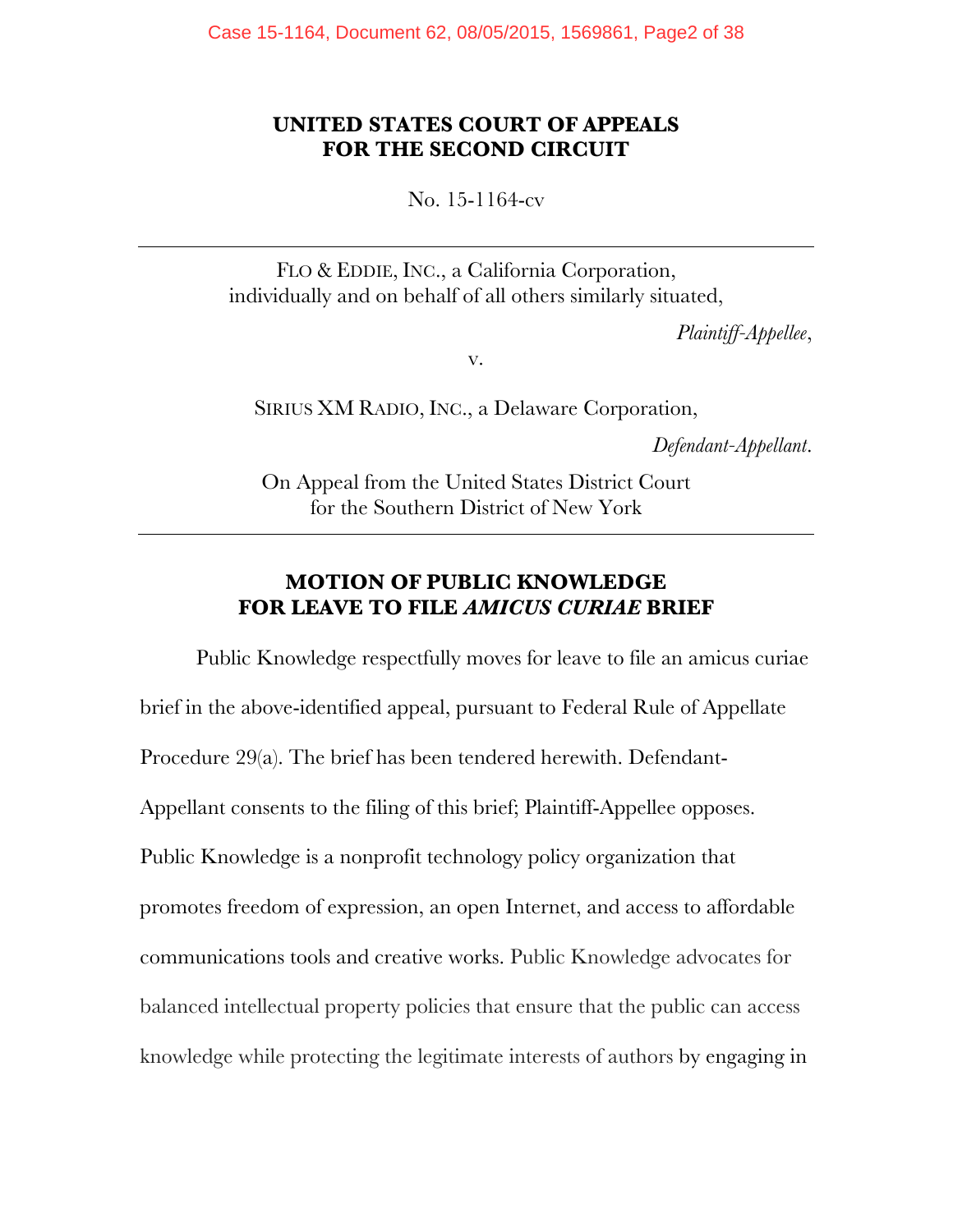**UNITED STATES COURT OF APPEALS**
**FOR THE SECOND CIRCUIT**

No. 15-1164-cv

---

FLO & EDDIE, INC., a California Corporation,
individually and on behalf of all others similarly situated,

*Plaintiff-Appellee*,

v.

SIRIUS XM RADIO, INC., a Delaware Corporation,

*Defendant-Appellant*.

On Appeal from the United States District Court
for the Southern District of New York

---

# MOTION OF PUBLIC KNOWLEDGE FOR LEAVE TO FILE *AMICUS CURIAE* BRIEF

Public Knowledge respectfully moves for leave to file an amicus curiae brief in the above-identified appeal, pursuant to Federal Rule of Appellate Procedure 29(a). The brief has been tendered herewith. Defendant-Appellant consents to the filing of this brief; Plaintiff-Appellee opposes. Public Knowledge is a nonprofit technology policy organization that promotes freedom of expression, an open Internet, and access to affordable communications tools and creative works. Public Knowledge advocates for balanced intellectual property policies that ensure that the public can access knowledge while protecting the legitimate interests of authors by engaging in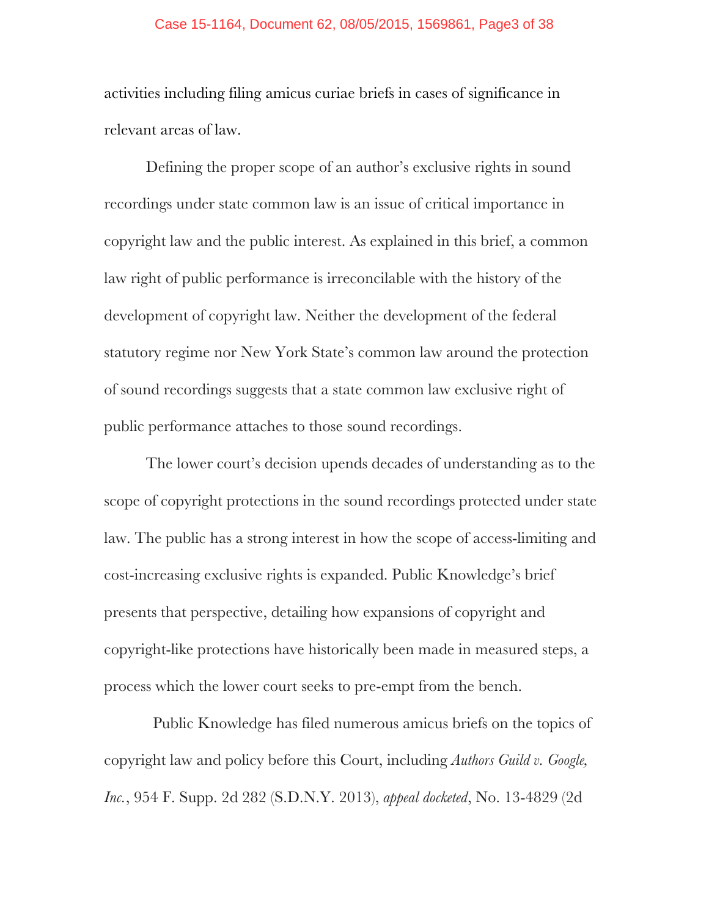activities including filing amicus curiae briefs in cases of significance in relevant areas of law.

Defining the proper scope of an author's exclusive rights in sound recordings under state common law is an issue of critical importance in copyright law and the public interest. As explained in this brief, a common law right of public performance is irreconcilable with the history of the development of copyright law. Neither the development of the federal statutory regime nor New York State's common law around the protection of sound recordings suggests that a state common law exclusive right of public performance attaches to those sound recordings.

The lower court's decision upends decades of understanding as to the scope of copyright protections in the sound recordings protected under state law. The public has a strong interest in how the scope of access-limiting and cost-increasing exclusive rights is expanded. Public Knowledge's brief presents that perspective, detailing how expansions of copyright and copyright-like protections have historically been made in measured steps, a process which the lower court seeks to pre-empt from the bench.

Public Knowledge has filed numerous amicus briefs on the topics of copyright law and policy before this Court, including *Authors Guild v. Google, Inc.*, 954 F. Supp. 2d 282 (S.D.N.Y. 2013), *appeal docketed*, No. 13-4829 (2d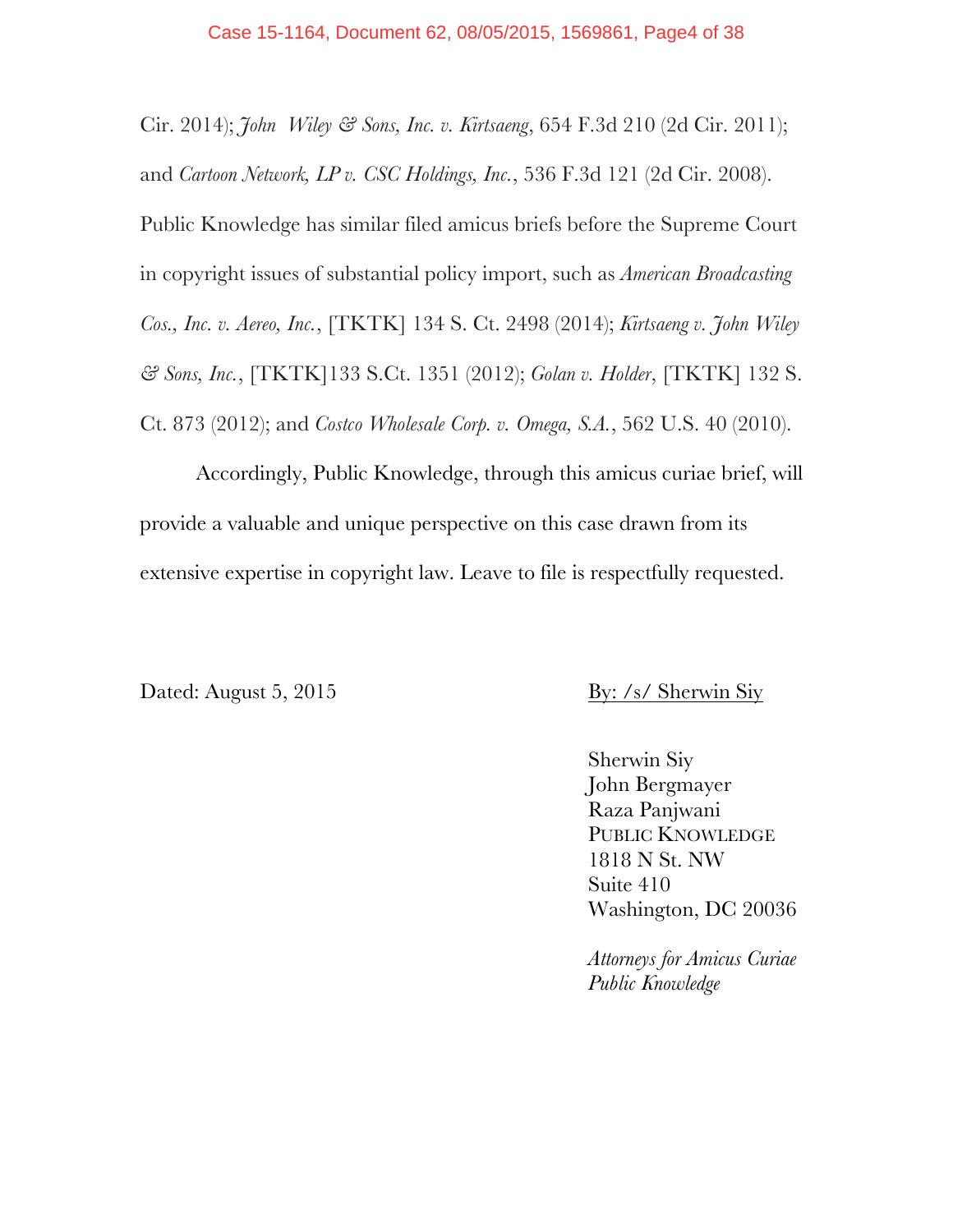Cir. 2014); *John Wiley & Sons, Inc. v. Kirtsaeng*, 654 F.3d 210 (2d Cir. 2011); and *Cartoon Network, LP v. CSC Holdings, Inc.*, 536 F.3d 121 (2d Cir. 2008). Public Knowledge has similar filed amicus briefs before the Supreme Court in copyright issues of substantial policy import, such as *American Broadcasting Cos., Inc. v. Aereo, Inc.*, [TKTK] 134 S. Ct. 2498 (2014); *Kirtsaeng v. John Wiley & Sons, Inc.*, [TKTK]133 S.Ct. 1351 (2012); *Golan v. Holder*, [TKTK] 132 S. Ct. 873 (2012); and *Costco Wholesale Corp. v. Omega, S.A.*, 562 U.S. 40 (2010).

Accordingly, Public Knowledge, through this amicus curiae brief, will provide a valuable and unique perspective on this case drawn from its extensive expertise in copyright law. Leave to file is respectfully requested.

Dated: August 5, 2015

By: /s/ Sherwin Siy

Sherwin Siy
John Bergmayer
Raza Panjwani
PUBLIC KNOWLEDGE
1818 N St. NW
Suite 410
Washington, DC 20036

*Attorneys for Amicus Curiae Public Knowledge*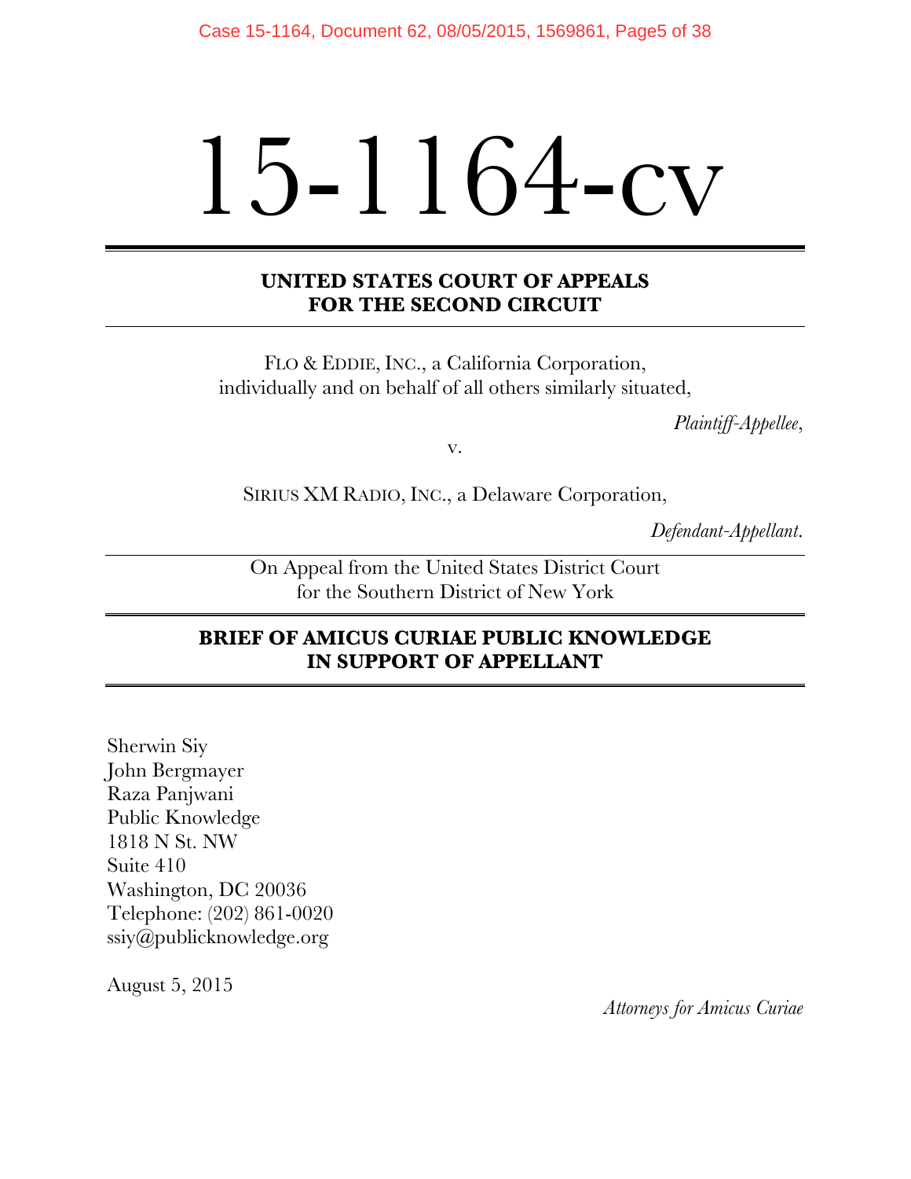# 15-1164-cv

**UNITED STATES COURT OF APPEALS**
**FOR THE SECOND CIRCUIT**

FLO & EDDIE, INC., a California Corporation,
individually and on behalf of all others similarly situated,

*Plaintiff-Appellee*,

v.

SIRIUS XM RADIO, INC., a Delaware Corporation,

*Defendant-Appellant*.

On Appeal from the United States District Court
for the Southern District of New York

**BRIEF OF AMICUS CURIAE PUBLIC KNOWLEDGE**
**IN SUPPORT OF APPELLANT**

Sherwin Siy
John Bergmayer
Raza Panjwani
Public Knowledge
1818 N St. NW
Suite 410
Washington, DC 20036
Telephone: (202) 861-0020
ssiy@publicknowledge.org

August 5, 2015

*Attorneys for Amicus Curiae*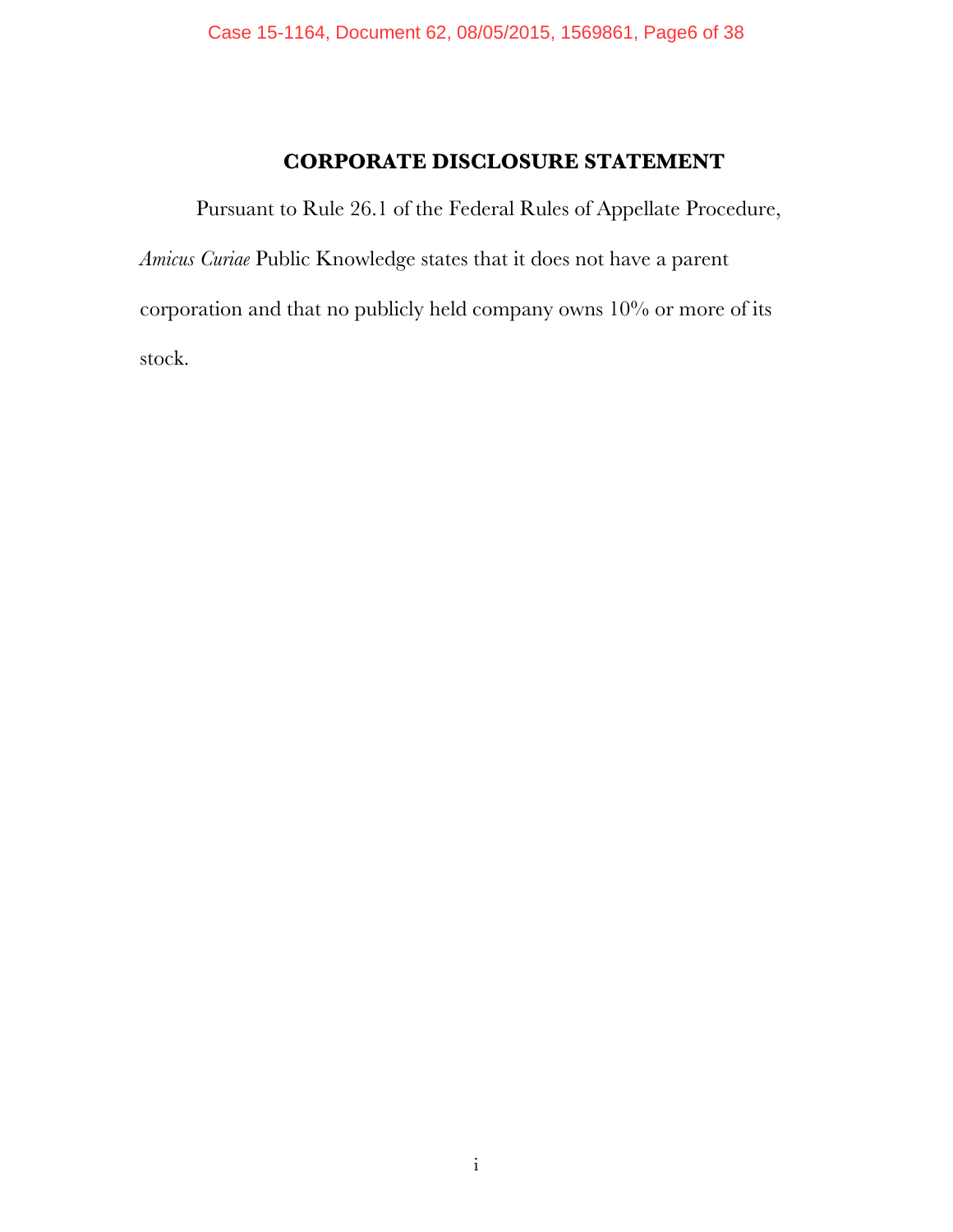## CORPORATE DISCLOSURE STATEMENT

Pursuant to Rule 26.1 of the Federal Rules of Appellate Procedure, *Amicus Curiae* Public Knowledge states that it does not have a parent corporation and that no publicly held company owns 10% or more of its stock.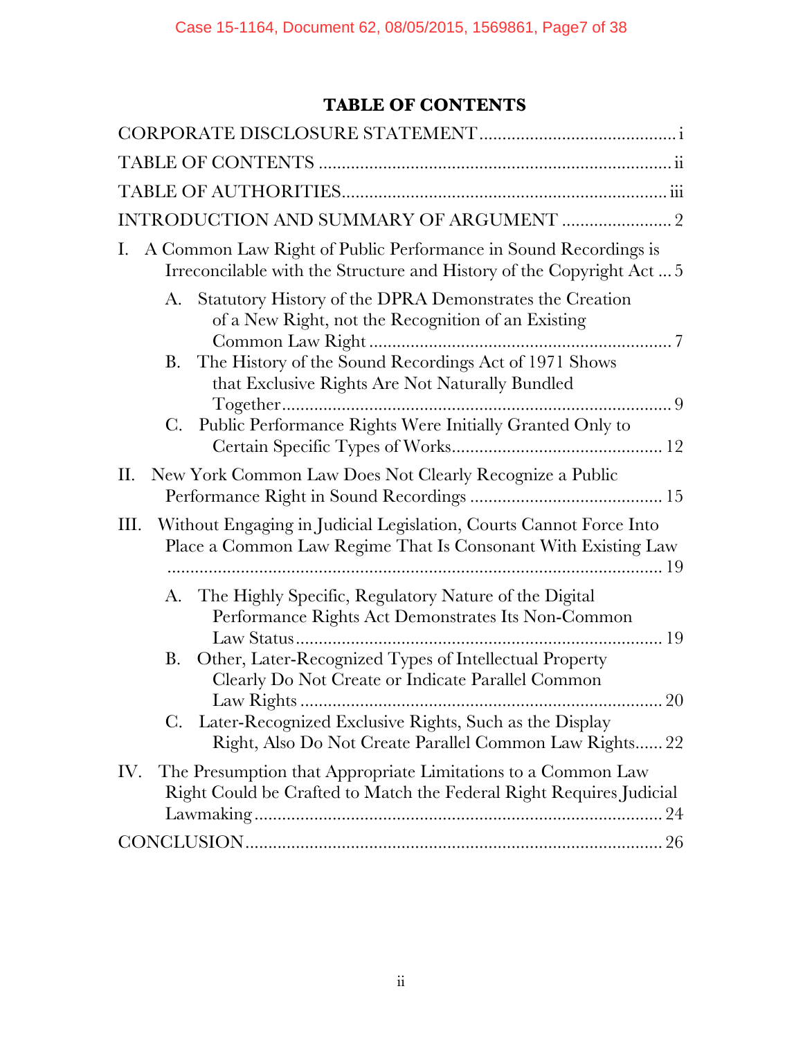# TABLE OF CONTENTS

CORPORATE DISCLOSURE STATEMENT .......................................... i

TABLE OF CONTENTS ........................................................................ ii

TABLE OF AUTHORITIES ..................................................................... iii

INTRODUCTION AND SUMMARY OF ARGUMENT ....................... 2

I. A Common Law Right of Public Performance in Sound Recordings is Irreconcilable with the Structure and History of the Copyright Act ... 5

  A. Statutory History of the DPRA Demonstrates the Creation of a New Right, not the Recognition of an Existing Common Law Right ................................................................ 7

  B. The History of the Sound Recordings Act of 1971 Shows that Exclusive Rights Are Not Naturally Bundled Together ................................................................................... 9

  C. Public Performance Rights Were Initially Granted Only to Certain Specific Types of Works ............................................. 12

II. New York Common Law Does Not Clearly Recognize a Public Performance Right in Sound Recordings ......................................... 15

III. Without Engaging in Judicial Legislation, Courts Cannot Force Into Place a Common Law Regime That Is Consonant With Existing Law ........................................................................................................... 19

  A. The Highly Specific, Regulatory Nature of the Digital Performance Rights Act Demonstrates Its Non-Common Law Status ............................................................................... 19

  B. Other, Later-Recognized Types of Intellectual Property Clearly Do Not Create or Indicate Parallel Common Law Rights ............................................................................. 20

  C. Later-Recognized Exclusive Rights, Such as the Display Right, Also Do Not Create Parallel Common Law Rights...... 22

IV. The Presumption that Appropriate Limitations to a Common Law Right Could be Crafted to Match the Federal Right Requires Judicial Lawmaking ....................................................................................... 24

CONCLUSION ........................................................................................ 26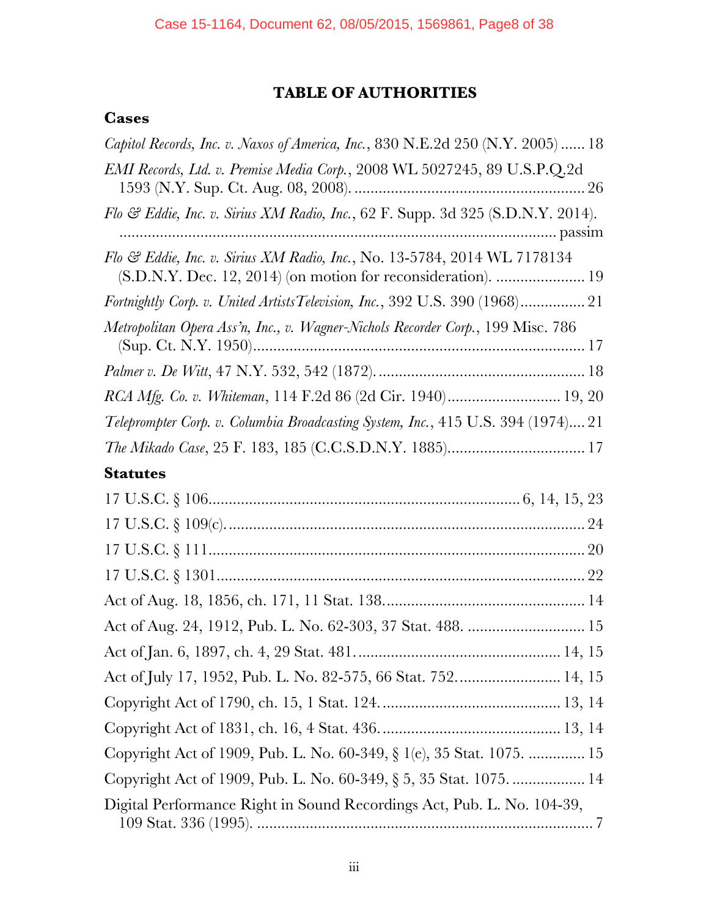# TABLE OF AUTHORITIES

## Cases

*Capitol Records, Inc. v. Naxos of America, Inc.*, 830 N.E.2d 250 (N.Y. 2005) ...... 18

*EMI Records, Ltd. v. Premise Media Corp.*, 2008 WL 5027245, 89 U.S.P.Q.2d 1593 (N.Y. Sup. Ct. Aug. 08, 2008). ........................................................ 26

*Flo & Eddie, Inc. v. Sirius XM Radio, Inc.*, 62 F. Supp. 3d 325 (S.D.N.Y. 2014). ........................................................................................................... passim

*Flo & Eddie, Inc. v. Sirius XM Radio, Inc.*, No. 13-5784, 2014 WL 7178134 (S.D.N.Y. Dec. 12, 2014) (on motion for reconsideration). ...................... 19

*Fortnightly Corp. v. United Artists Television, Inc.*, 392 U.S. 390 (1968) ................ 21

*Metropolitan Opera Ass'n, Inc., v. Wagner-Nichols Recorder Corp.*, 199 Misc. 786 (Sup. Ct. N.Y. 1950) ................................................................................ 17

*Palmer v. De Witt*, 47 N.Y. 532, 542 (1872). .................................................. 18

*RCA Mfg. Co. v. Whiteman*, 114 F.2d 86 (2d Cir. 1940) ............................ 19, 20

*Teleprompter Corp. v. Columbia Broadcasting System, Inc.*, 415 U.S. 394 (1974).... 21

*The Mikado Case*, 25 F. 183, 185 (C.C.S.D.N.Y. 1885) ................................. 17

## Statutes

17 U.S.C. § 106 ............................................................................ 6, 14, 15, 23

17 U.S.C. § 109(c). ....................................................................................... 24

17 U.S.C. § 111 ............................................................................................ 20

17 U.S.C. § 1301 .......................................................................................... 22

Act of Aug. 18, 1856, ch. 171, 11 Stat. 138. ................................................. 14

Act of Aug. 24, 1912, Pub. L. No. 62-303, 37 Stat. 488. ............................. 15

Act of Jan. 6, 1897, ch. 4, 29 Stat. 481. .................................................. 14, 15

Act of July 17, 1952, Pub. L. No. 82-575, 66 Stat. 752. ......................... 14, 15

Copyright Act of 1790, ch. 15, 1 Stat. 124. ............................................ 13, 14

Copyright Act of 1831, ch. 16, 4 Stat. 436. ............................................ 13, 14

Copyright Act of 1909, Pub. L. No. 60-349, § 1(e), 35 Stat. 1075. .............. 15

Copyright Act of 1909, Pub. L. No. 60-349, § 5, 35 Stat. 1075. .................. 14

Digital Performance Right in Sound Recordings Act, Pub. L. No. 104-39, 109 Stat. 336 (1995). .................................................................................... 7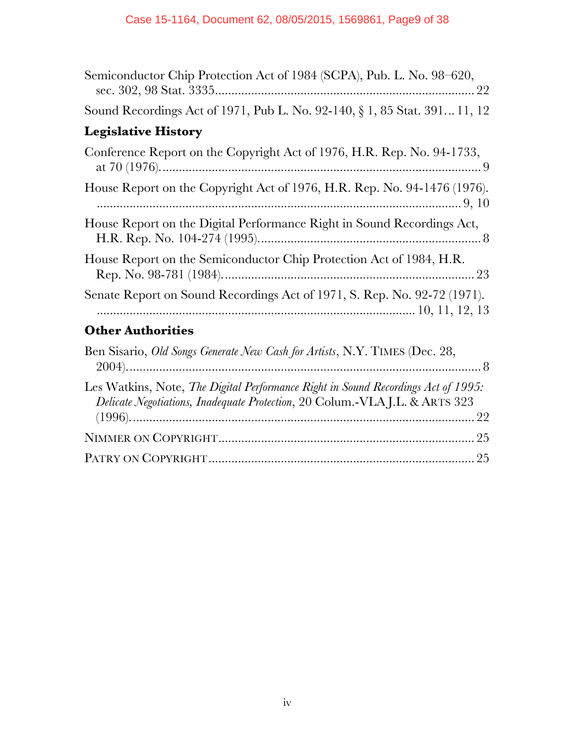Semiconductor Chip Protection Act of 1984 (SCPA), Pub. L. No. 98–620, sec. 302, 98 Stat. 3335 .......... 22

Sound Recordings Act of 1971, Pub L. No. 92-140, § 1, 85 Stat. 391 ... 11, 12

### Legislative History

Conference Report on the Copyright Act of 1976, H.R. Rep. No. 94-1733, at 70 (1976) .......... 9

House Report on the Copyright Act of 1976, H.R. Rep. No. 94-1476 (1976). .......... 9, 10

House Report on the Digital Performance Right in Sound Recordings Act, H.R. Rep. No. 104-274 (1995) .......... 8

House Report on the Semiconductor Chip Protection Act of 1984, H.R. Rep. No. 98-781 (1984) .......... 23

Senate Report on Sound Recordings Act of 1971, S. Rep. No. 92-72 (1971). .......... 10, 11, 12, 13

### Other Authorities

Ben Sisario, *Old Songs Generate New Cash for Artists*, N.Y. TIMES (Dec. 28, 2004) .......... 8

Les Watkins, Note, *The Digital Performance Right in Sound Recordings Act of 1995: Delicate Negotiations, Inadequate Protection*, 20 Colum.-VLA J.L. & ARTS 323 (1996) .......... 22

NIMMER ON COPYRIGHT .......... 25

PATRY ON COPYRIGHT .......... 25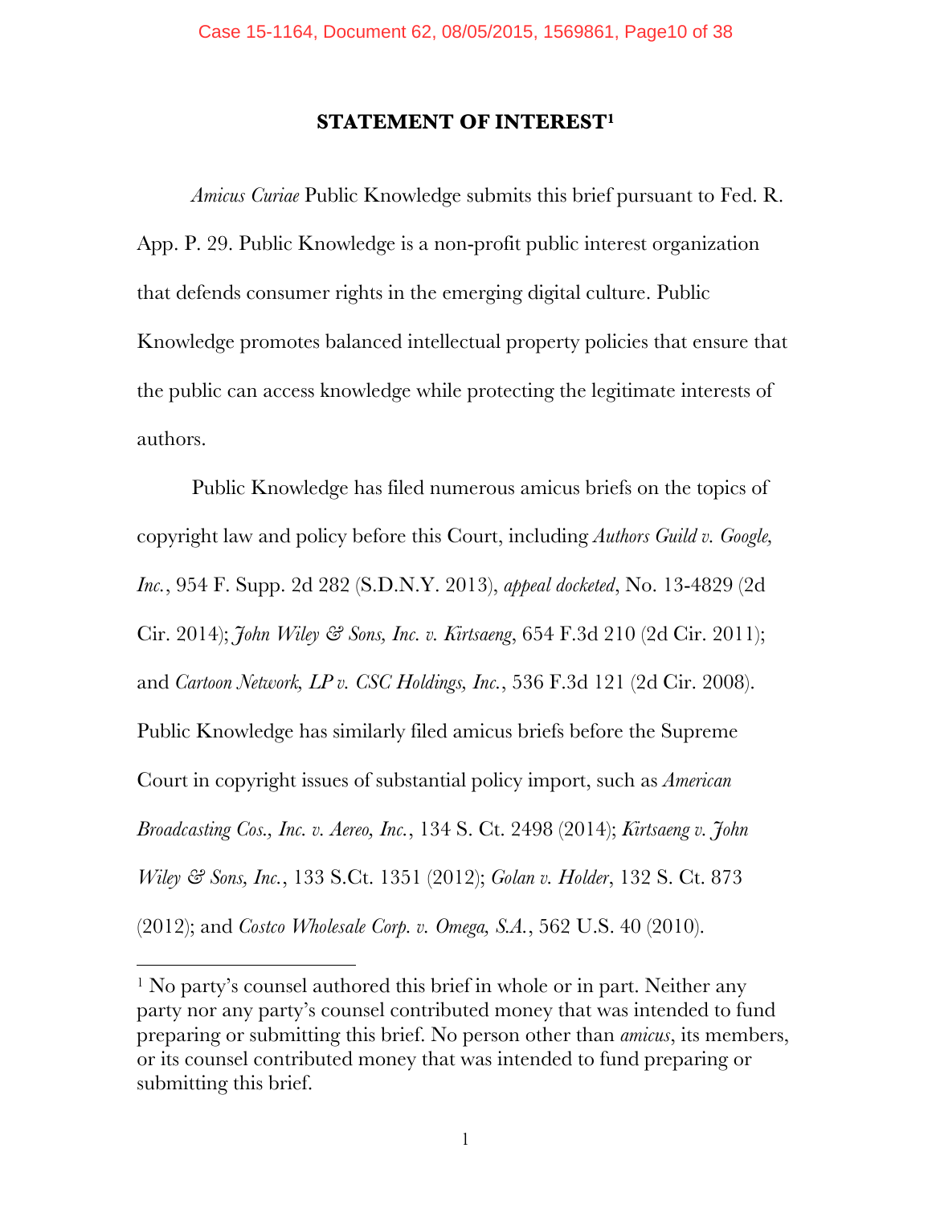## STATEMENT OF INTEREST[1]

*Amicus Curiae* Public Knowledge submits this brief pursuant to Fed. R. App. P. 29. Public Knowledge is a non-profit public interest organization that defends consumer rights in the emerging digital culture. Public Knowledge promotes balanced intellectual property policies that ensure that the public can access knowledge while protecting the legitimate interests of authors.

Public Knowledge has filed numerous amicus briefs on the topics of copyright law and policy before this Court, including *Authors Guild v. Google, Inc.*, 954 F. Supp. 2d 282 (S.D.N.Y. 2013), *appeal docketed*, No. 13-4829 (2d Cir. 2014); *John Wiley & Sons, Inc. v. Kirtsaeng*, 654 F.3d 210 (2d Cir. 2011); and *Cartoon Network, LP v. CSC Holdings, Inc.*, 536 F.3d 121 (2d Cir. 2008). Public Knowledge has similarly filed amicus briefs before the Supreme Court in copyright issues of substantial policy import, such as *American Broadcasting Cos., Inc. v. Aereo, Inc.*, 134 S. Ct. 2498 (2014); *Kirtsaeng v. John Wiley & Sons, Inc.*, 133 S.Ct. 1351 (2012); *Golan v. Holder*, 132 S. Ct. 873 (2012); and *Costco Wholesale Corp. v. Omega, S.A.*, 562 U.S. 40 (2010).

---

[1] No party's counsel authored this brief in whole or in part. Neither any party nor any party's counsel contributed money that was intended to fund preparing or submitting this brief. No person other than *amicus*, its members, or its counsel contributed money that was intended to fund preparing or submitting this brief.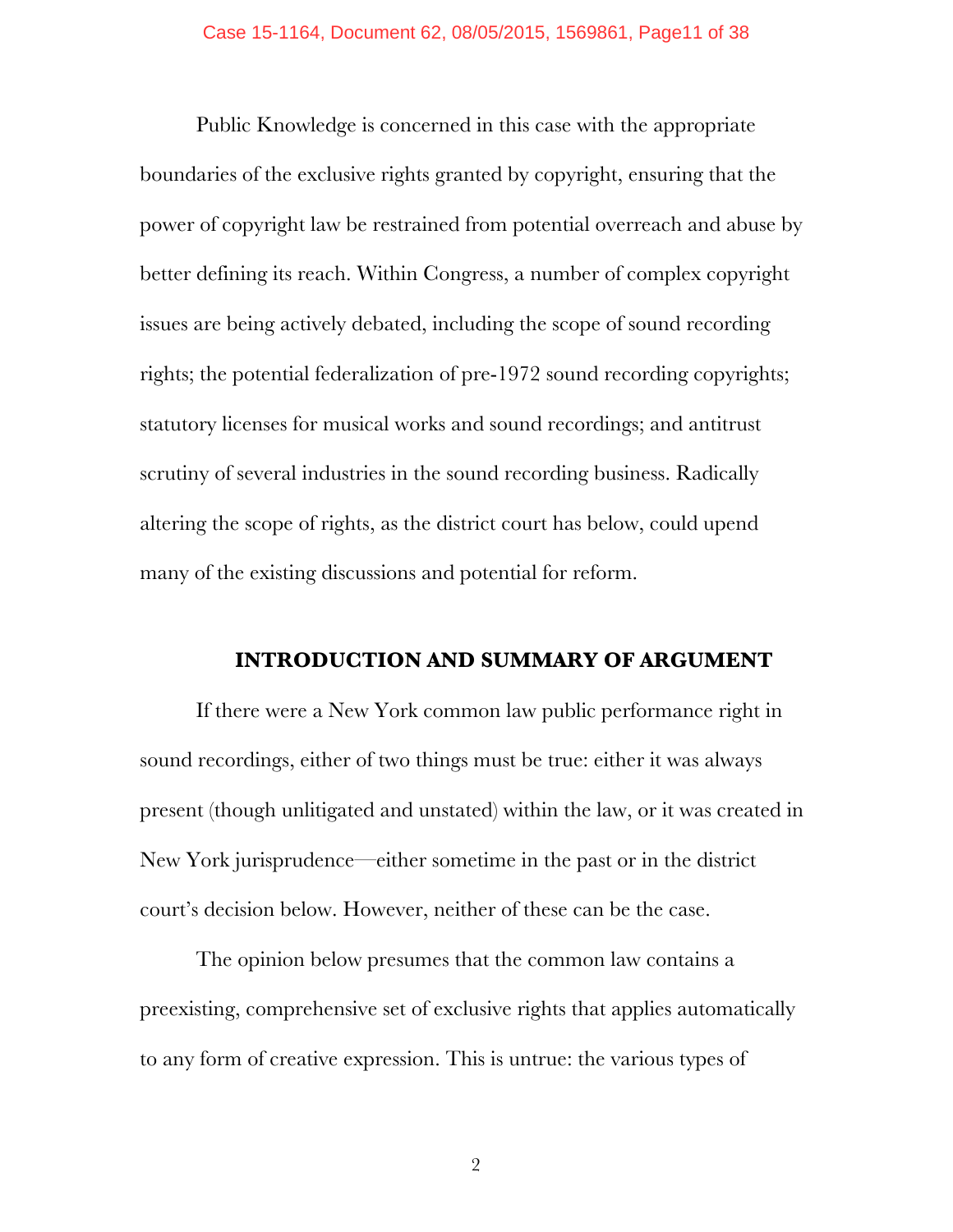Public Knowledge is concerned in this case with the appropriate boundaries of the exclusive rights granted by copyright, ensuring that the power of copyright law be restrained from potential overreach and abuse by better defining its reach. Within Congress, a number of complex copyright issues are being actively debated, including the scope of sound recording rights; the potential federalization of pre-1972 sound recording copyrights; statutory licenses for musical works and sound recordings; and antitrust scrutiny of several industries in the sound recording business. Radically altering the scope of rights, as the district court has below, could upend many of the existing discussions and potential for reform.

## INTRODUCTION AND SUMMARY OF ARGUMENT

If there were a New York common law public performance right in sound recordings, either of two things must be true: either it was always present (though unlitigated and unstated) within the law, or it was created in New York jurisprudence—either sometime in the past or in the district court's decision below. However, neither of these can be the case.

The opinion below presumes that the common law contains a preexisting, comprehensive set of exclusive rights that applies automatically to any form of creative expression. This is untrue: the various types of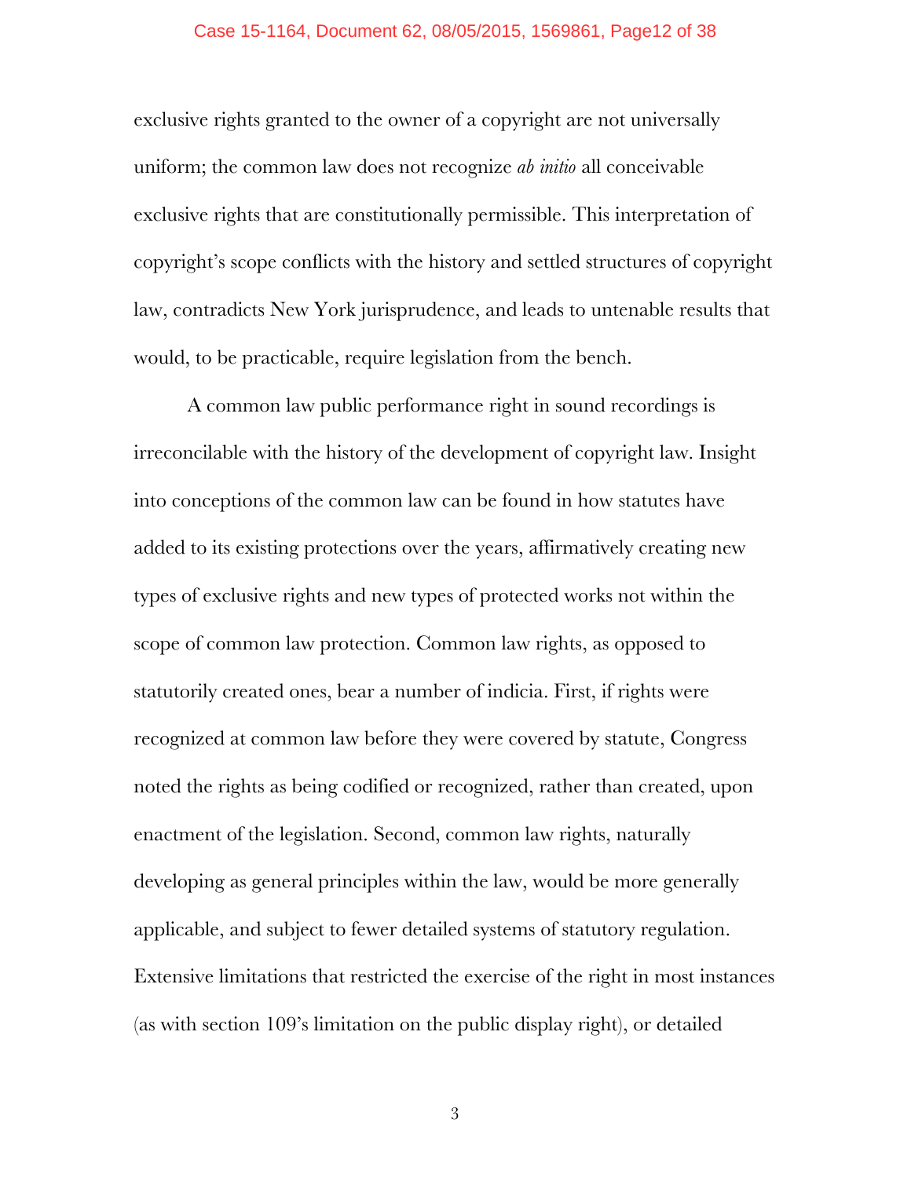exclusive rights granted to the owner of a copyright are not universally uniform; the common law does not recognize *ab initio* all conceivable exclusive rights that are constitutionally permissible. This interpretation of copyright's scope conflicts with the history and settled structures of copyright law, contradicts New York jurisprudence, and leads to untenable results that would, to be practicable, require legislation from the bench.

A common law public performance right in sound recordings is irreconcilable with the history of the development of copyright law. Insight into conceptions of the common law can be found in how statutes have added to its existing protections over the years, affirmatively creating new types of exclusive rights and new types of protected works not within the scope of common law protection. Common law rights, as opposed to statutorily created ones, bear a number of indicia. First, if rights were recognized at common law before they were covered by statute, Congress noted the rights as being codified or recognized, rather than created, upon enactment of the legislation. Second, common law rights, naturally developing as general principles within the law, would be more generally applicable, and subject to fewer detailed systems of statutory regulation. Extensive limitations that restricted the exercise of the right in most instances (as with section 109's limitation on the public display right), or detailed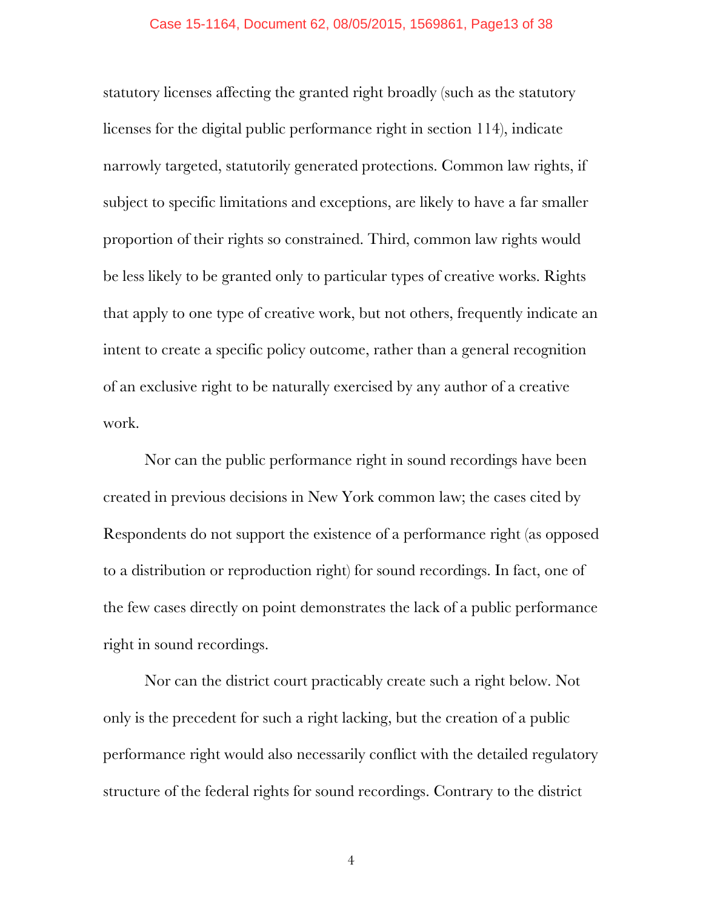statutory licenses affecting the granted right broadly (such as the statutory licenses for the digital public performance right in section 114), indicate narrowly targeted, statutorily generated protections. Common law rights, if subject to specific limitations and exceptions, are likely to have a far smaller proportion of their rights so constrained. Third, common law rights would be less likely to be granted only to particular types of creative works. Rights that apply to one type of creative work, but not others, frequently indicate an intent to create a specific policy outcome, rather than a general recognition of an exclusive right to be naturally exercised by any author of a creative work.

Nor can the public performance right in sound recordings have been created in previous decisions in New York common law; the cases cited by Respondents do not support the existence of a performance right (as opposed to a distribution or reproduction right) for sound recordings. In fact, one of the few cases directly on point demonstrates the lack of a public performance right in sound recordings.

Nor can the district court practicably create such a right below. Not only is the precedent for such a right lacking, but the creation of a public performance right would also necessarily conflict with the detailed regulatory structure of the federal rights for sound recordings. Contrary to the district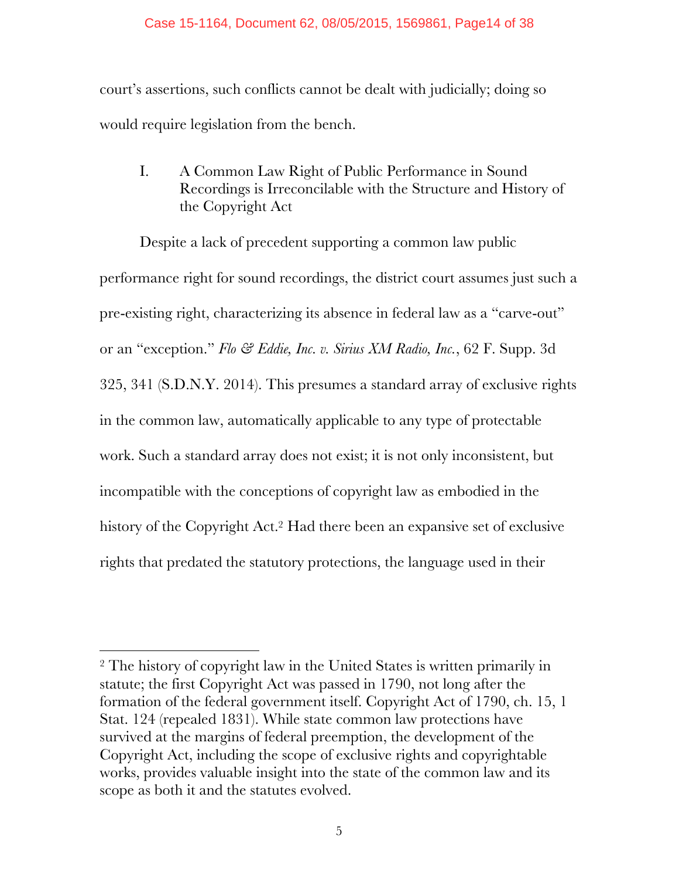court's assertions, such conflicts cannot be dealt with judicially; doing so would require legislation from the bench.

## I. A Common Law Right of Public Performance in Sound Recordings is Irreconcilable with the Structure and History of the Copyright Act

Despite a lack of precedent supporting a common law public performance right for sound recordings, the district court assumes just such a pre-existing right, characterizing its absence in federal law as a "carve-out" or an "exception." *Flo & Eddie, Inc. v. Sirius XM Radio, Inc.*, 62 F. Supp. 3d 325, 341 (S.D.N.Y. 2014). This presumes a standard array of exclusive rights in the common law, automatically applicable to any type of protectable work. Such a standard array does not exist; it is not only inconsistent, but incompatible with the conceptions of copyright law as embodied in the history of the Copyright Act.[2] Had there been an expansive set of exclusive rights that predated the statutory protections, the language used in their

---

[2] The history of copyright law in the United States is written primarily in statute; the first Copyright Act was passed in 1790, not long after the formation of the federal government itself. Copyright Act of 1790, ch. 15, 1 Stat. 124 (repealed 1831). While state common law protections have survived at the margins of federal preemption, the development of the Copyright Act, including the scope of exclusive rights and copyrightable works, provides valuable insight into the state of the common law and its scope as both it and the statutes evolved.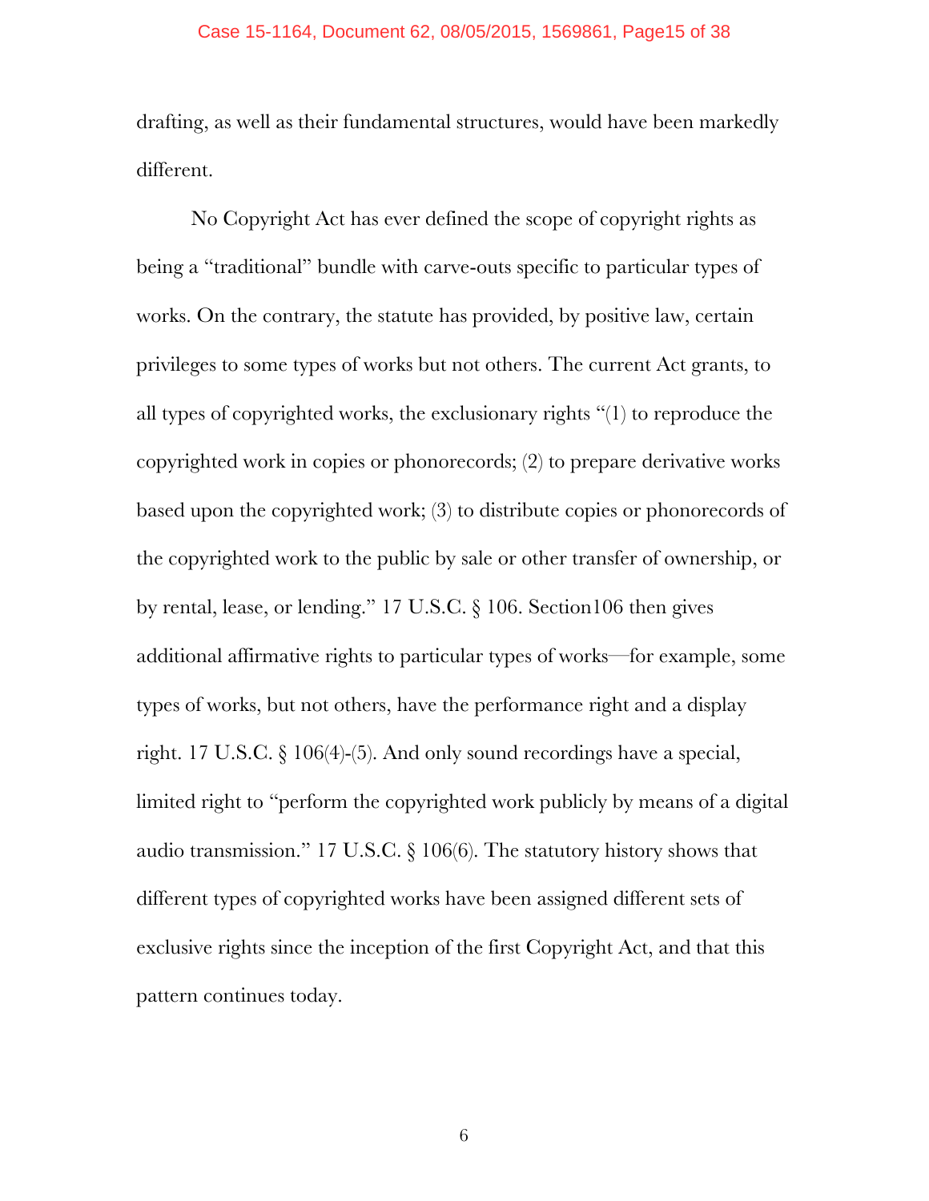drafting, as well as their fundamental structures, would have been markedly different.

No Copyright Act has ever defined the scope of copyright rights as being a "traditional" bundle with carve-outs specific to particular types of works. On the contrary, the statute has provided, by positive law, certain privileges to some types of works but not others. The current Act grants, to all types of copyrighted works, the exclusionary rights "(1) to reproduce the copyrighted work in copies or phonorecords; (2) to prepare derivative works based upon the copyrighted work; (3) to distribute copies or phonorecords of the copyrighted work to the public by sale or other transfer of ownership, or by rental, lease, or lending." 17 U.S.C. § 106. Section106 then gives additional affirmative rights to particular types of works—for example, some types of works, but not others, have the performance right and a display right. 17 U.S.C. § 106(4)-(5). And only sound recordings have a special, limited right to "perform the copyrighted work publicly by means of a digital audio transmission." 17 U.S.C. § 106(6). The statutory history shows that different types of copyrighted works have been assigned different sets of exclusive rights since the inception of the first Copyright Act, and that this pattern continues today.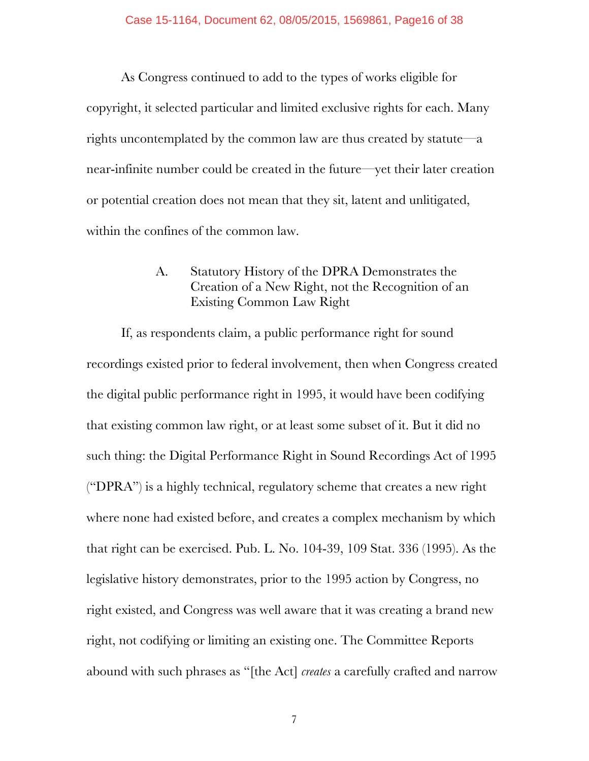As Congress continued to add to the types of works eligible for copyright, it selected particular and limited exclusive rights for each. Many rights uncontemplated by the common law are thus created by statute—a near-infinite number could be created in the future—yet their later creation or potential creation does not mean that they sit, latent and unlitigated, within the confines of the common law.

### A. Statutory History of the DPRA Demonstrates the Creation of a New Right, not the Recognition of an Existing Common Law Right

If, as respondents claim, a public performance right for sound recordings existed prior to federal involvement, then when Congress created the digital public performance right in 1995, it would have been codifying that existing common law right, or at least some subset of it. But it did no such thing: the Digital Performance Right in Sound Recordings Act of 1995 ("DPRA") is a highly technical, regulatory scheme that creates a new right where none had existed before, and creates a complex mechanism by which that right can be exercised. Pub. L. No. 104-39, 109 Stat. 336 (1995). As the legislative history demonstrates, prior to the 1995 action by Congress, no right existed, and Congress was well aware that it was creating a brand new right, not codifying or limiting an existing one. The Committee Reports abound with such phrases as "[the Act] *creates* a carefully crafted and narrow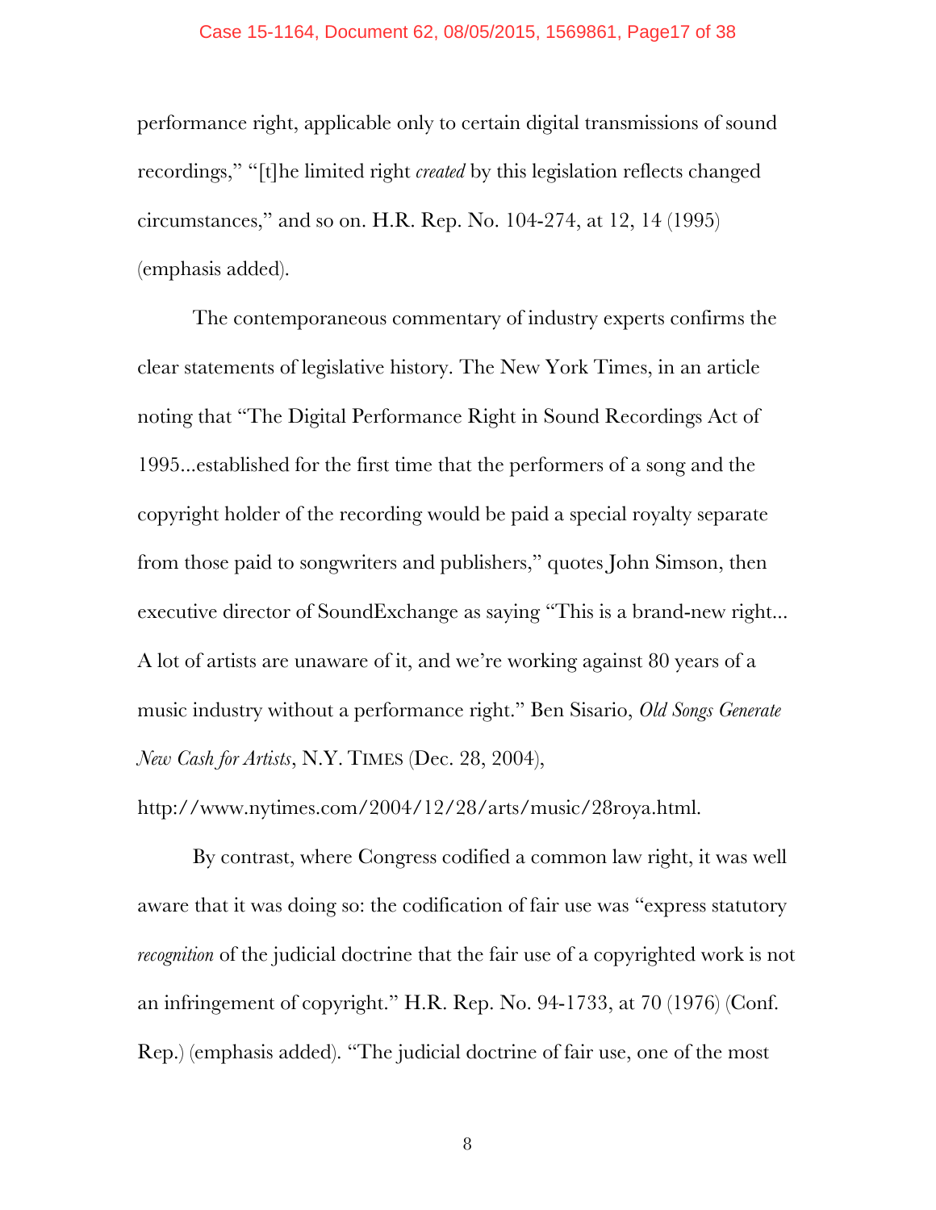performance right, applicable only to certain digital transmissions of sound recordings," "[t]he limited right *created* by this legislation reflects changed circumstances," and so on. H.R. Rep. No. 104-274, at 12, 14 (1995) (emphasis added).

The contemporaneous commentary of industry experts confirms the clear statements of legislative history. The New York Times, in an article noting that "The Digital Performance Right in Sound Recordings Act of 1995...established for the first time that the performers of a song and the copyright holder of the recording would be paid a special royalty separate from those paid to songwriters and publishers," quotes John Simson, then executive director of SoundExchange as saying "This is a brand-new right... A lot of artists are unaware of it, and we're working against 80 years of a music industry without a performance right." Ben Sisario, *Old Songs Generate New Cash for Artists*, N.Y. TIMES (Dec. 28, 2004), http://www.nytimes.com/2004/12/28/arts/music/28roya.html.

By contrast, where Congress codified a common law right, it was well aware that it was doing so: the codification of fair use was "express statutory *recognition* of the judicial doctrine that the fair use of a copyrighted work is not an infringement of copyright." H.R. Rep. No. 94-1733, at 70 (1976) (Conf. Rep.) (emphasis added). "The judicial doctrine of fair use, one of the most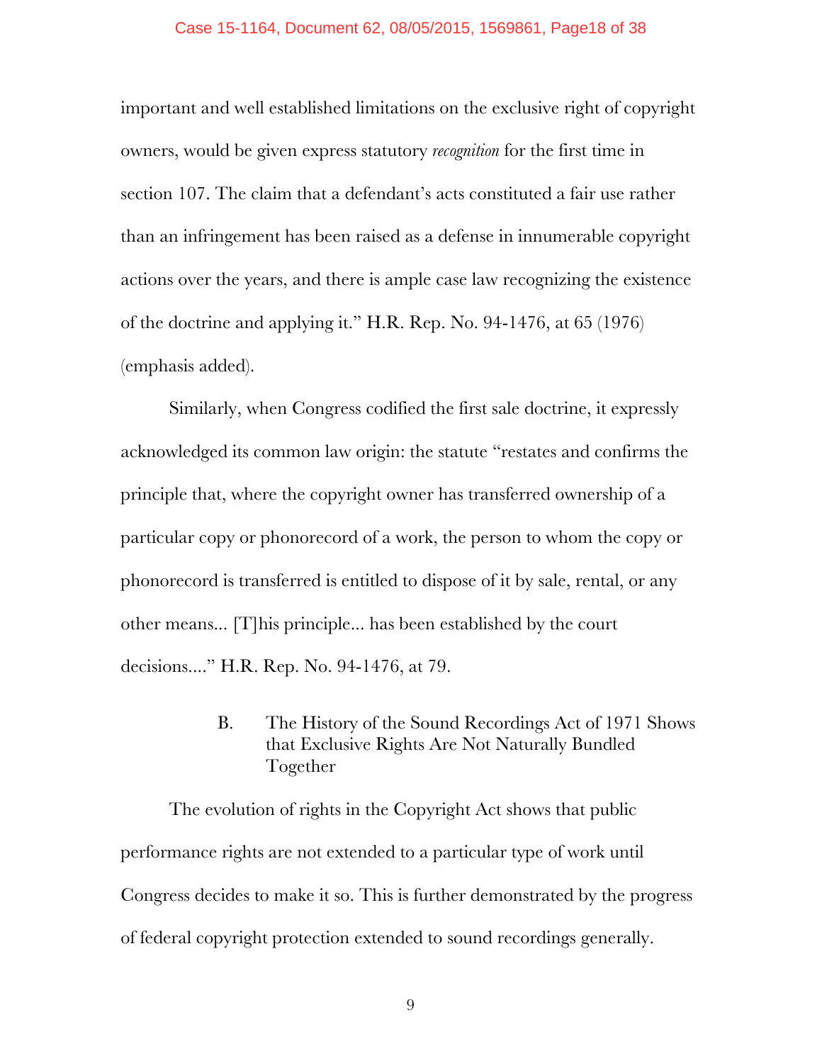important and well established limitations on the exclusive right of copyright owners, would be given express statutory *recognition* for the first time in section 107. The claim that a defendant's acts constituted a fair use rather than an infringement has been raised as a defense in innumerable copyright actions over the years, and there is ample case law recognizing the existence of the doctrine and applying it." H.R. Rep. No. 94-1476, at 65 (1976) (emphasis added).

Similarly, when Congress codified the first sale doctrine, it expressly acknowledged its common law origin: the statute "restates and confirms the principle that, where the copyright owner has transferred ownership of a particular copy or phonorecord of a work, the person to whom the copy or phonorecord is transferred is entitled to dispose of it by sale, rental, or any other means... [T]his principle... has been established by the court decisions...." H.R. Rep. No. 94-1476, at 79.

### B. The History of the Sound Recordings Act of 1971 Shows that Exclusive Rights Are Not Naturally Bundled Together

The evolution of rights in the Copyright Act shows that public performance rights are not extended to a particular type of work until Congress decides to make it so. This is further demonstrated by the progress of federal copyright protection extended to sound recordings generally.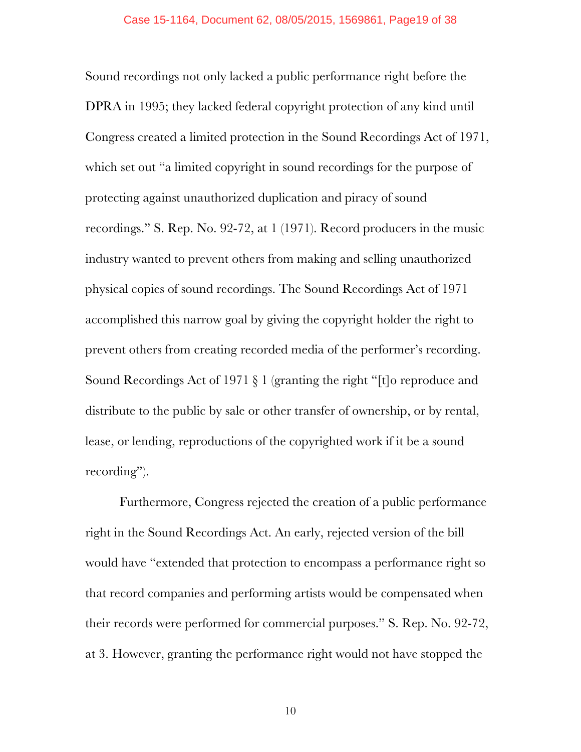Sound recordings not only lacked a public performance right before the DPRA in 1995; they lacked federal copyright protection of any kind until Congress created a limited protection in the Sound Recordings Act of 1971, which set out "a limited copyright in sound recordings for the purpose of protecting against unauthorized duplication and piracy of sound recordings." S. Rep. No. 92-72, at 1 (1971). Record producers in the music industry wanted to prevent others from making and selling unauthorized physical copies of sound recordings. The Sound Recordings Act of 1971 accomplished this narrow goal by giving the copyright holder the right to prevent others from creating recorded media of the performer's recording. Sound Recordings Act of 1971 § 1 (granting the right "[t]o reproduce and distribute to the public by sale or other transfer of ownership, or by rental, lease, or lending, reproductions of the copyrighted work if it be a sound recording").

Furthermore, Congress rejected the creation of a public performance right in the Sound Recordings Act. An early, rejected version of the bill would have "extended that protection to encompass a performance right so that record companies and performing artists would be compensated when their records were performed for commercial purposes." S. Rep. No. 92-72, at 3. However, granting the performance right would not have stopped the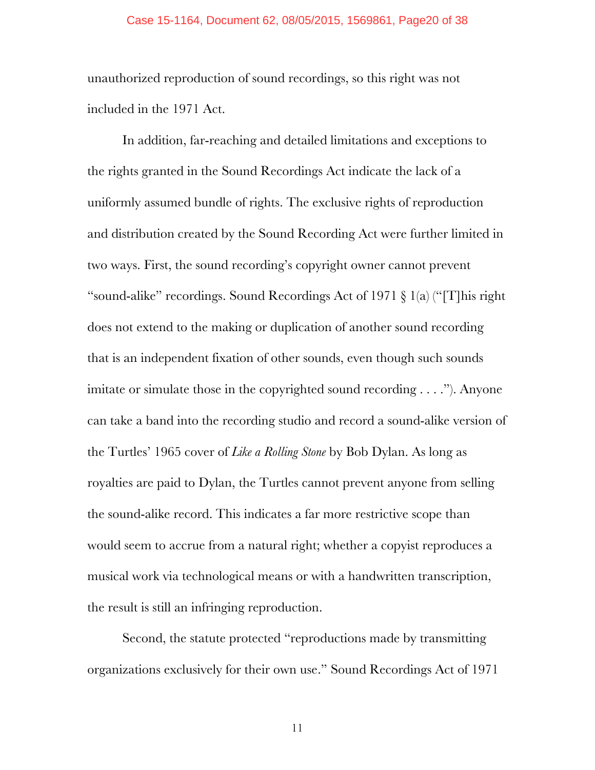unauthorized reproduction of sound recordings, so this right was not included in the 1971 Act.

In addition, far-reaching and detailed limitations and exceptions to the rights granted in the Sound Recordings Act indicate the lack of a uniformly assumed bundle of rights. The exclusive rights of reproduction and distribution created by the Sound Recording Act were further limited in two ways. First, the sound recording's copyright owner cannot prevent "sound-alike" recordings. Sound Recordings Act of 1971 § 1(a) ("[T]his right does not extend to the making or duplication of another sound recording that is an independent fixation of other sounds, even though such sounds imitate or simulate those in the copyrighted sound recording . . . ."). Anyone can take a band into the recording studio and record a sound-alike version of the Turtles' 1965 cover of *Like a Rolling Stone* by Bob Dylan. As long as royalties are paid to Dylan, the Turtles cannot prevent anyone from selling the sound-alike record. This indicates a far more restrictive scope than would seem to accrue from a natural right; whether a copyist reproduces a musical work via technological means or with a handwritten transcription, the result is still an infringing reproduction.

Second, the statute protected "reproductions made by transmitting organizations exclusively for their own use." Sound Recordings Act of 1971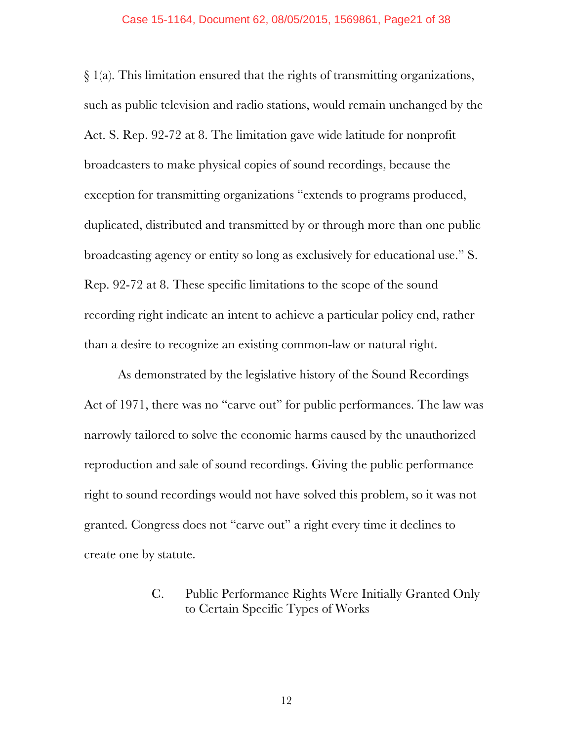§ 1(a). This limitation ensured that the rights of transmitting organizations, such as public television and radio stations, would remain unchanged by the Act. S. Rep. 92-72 at 8. The limitation gave wide latitude for nonprofit broadcasters to make physical copies of sound recordings, because the exception for transmitting organizations "extends to programs produced, duplicated, distributed and transmitted by or through more than one public broadcasting agency or entity so long as exclusively for educational use." S. Rep. 92-72 at 8. These specific limitations to the scope of the sound recording right indicate an intent to achieve a particular policy end, rather than a desire to recognize an existing common-law or natural right.

As demonstrated by the legislative history of the Sound Recordings Act of 1971, there was no "carve out" for public performances. The law was narrowly tailored to solve the economic harms caused by the unauthorized reproduction and sale of sound recordings. Giving the public performance right to sound recordings would not have solved this problem, so it was not granted. Congress does not "carve out" a right every time it declines to create one by statute.

### C. Public Performance Rights Were Initially Granted Only to Certain Specific Types of Works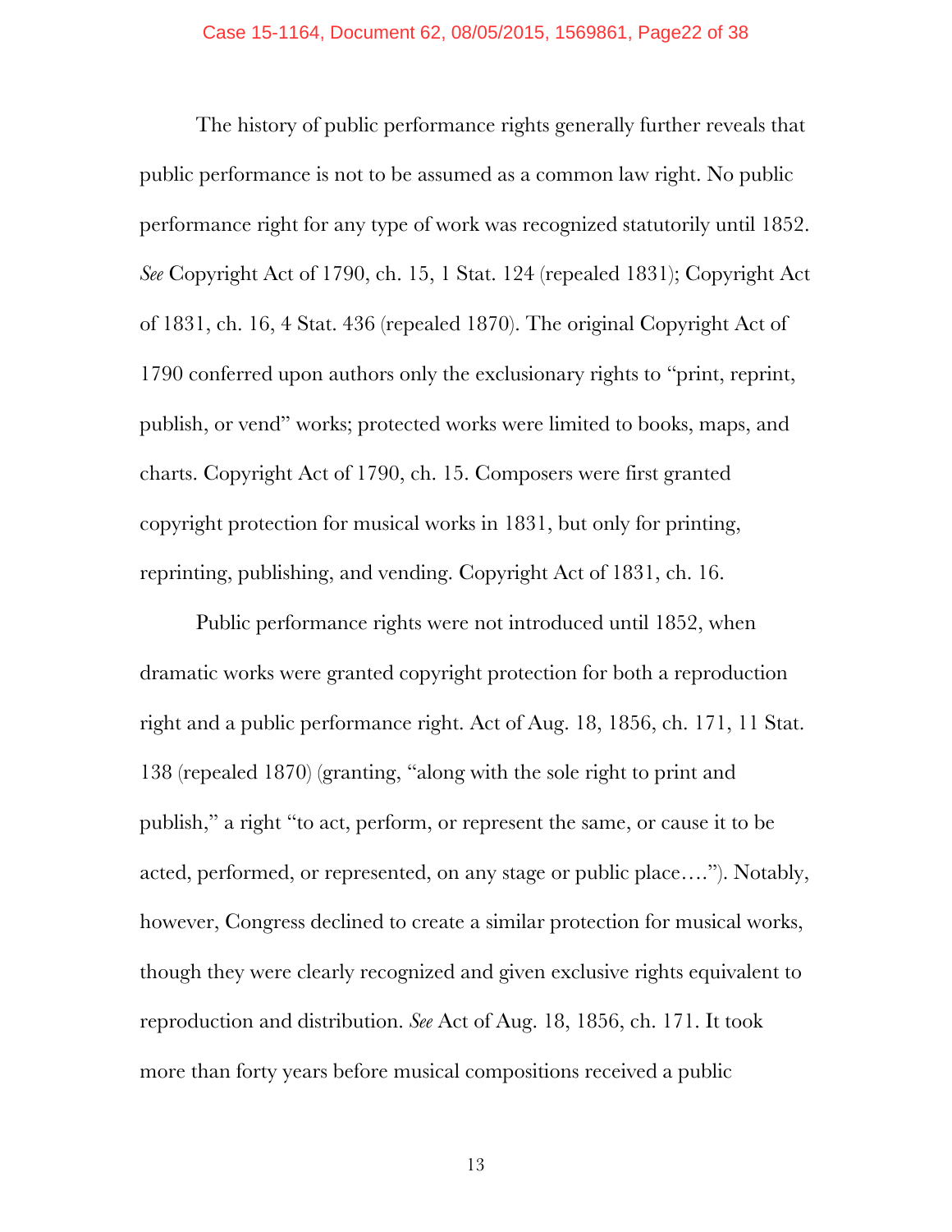The history of public performance rights generally further reveals that public performance is not to be assumed as a common law right. No public performance right for any type of work was recognized statutorily until 1852. *See* Copyright Act of 1790, ch. 15, 1 Stat. 124 (repealed 1831); Copyright Act of 1831, ch. 16, 4 Stat. 436 (repealed 1870). The original Copyright Act of 1790 conferred upon authors only the exclusionary rights to "print, reprint, publish, or vend" works; protected works were limited to books, maps, and charts. Copyright Act of 1790, ch. 15. Composers were first granted copyright protection for musical works in 1831, but only for printing, reprinting, publishing, and vending. Copyright Act of 1831, ch. 16.

Public performance rights were not introduced until 1852, when dramatic works were granted copyright protection for both a reproduction right and a public performance right. Act of Aug. 18, 1856, ch. 171, 11 Stat. 138 (repealed 1870) (granting, "along with the sole right to print and publish," a right "to act, perform, or represent the same, or cause it to be acted, performed, or represented, on any stage or public place…."). Notably, however, Congress declined to create a similar protection for musical works, though they were clearly recognized and given exclusive rights equivalent to reproduction and distribution. *See* Act of Aug. 18, 1856, ch. 171. It took more than forty years before musical compositions received a public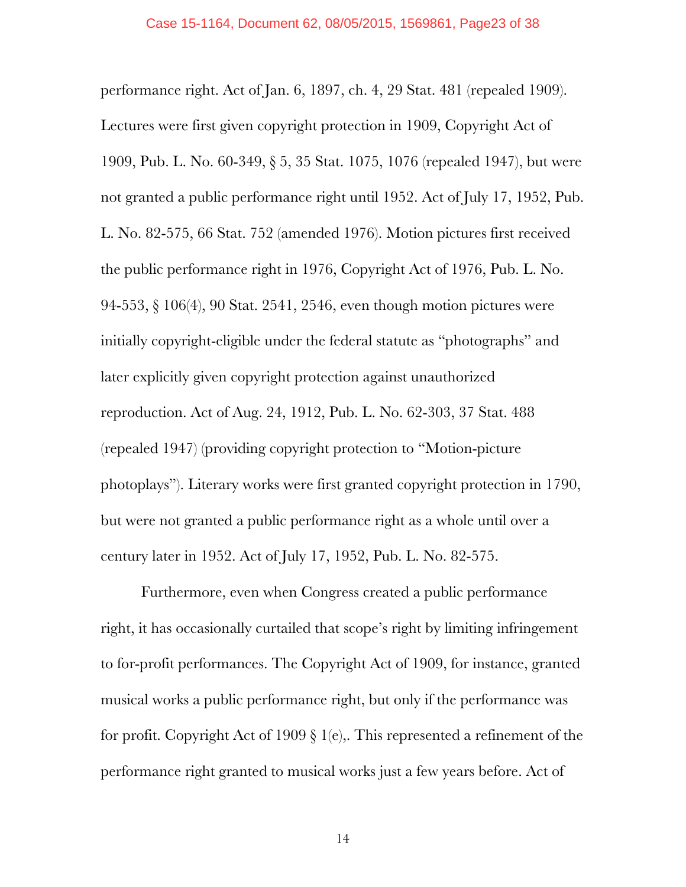performance right. Act of Jan. 6, 1897, ch. 4, 29 Stat. 481 (repealed 1909). Lectures were first given copyright protection in 1909, Copyright Act of 1909, Pub. L. No. 60-349, § 5, 35 Stat. 1075, 1076 (repealed 1947), but were not granted a public performance right until 1952. Act of July 17, 1952, Pub. L. No. 82-575, 66 Stat. 752 (amended 1976). Motion pictures first received the public performance right in 1976, Copyright Act of 1976, Pub. L. No. 94-553, § 106(4), 90 Stat. 2541, 2546, even though motion pictures were initially copyright-eligible under the federal statute as "photographs" and later explicitly given copyright protection against unauthorized reproduction. Act of Aug. 24, 1912, Pub. L. No. 62-303, 37 Stat. 488 (repealed 1947) (providing copyright protection to "Motion-picture photoplays"). Literary works were first granted copyright protection in 1790, but were not granted a public performance right as a whole until over a century later in 1952. Act of July 17, 1952, Pub. L. No. 82-575.

Furthermore, even when Congress created a public performance right, it has occasionally curtailed that scope's right by limiting infringement to for-profit performances. The Copyright Act of 1909, for instance, granted musical works a public performance right, but only if the performance was for profit. Copyright Act of 1909 § 1(e),. This represented a refinement of the performance right granted to musical works just a few years before. Act of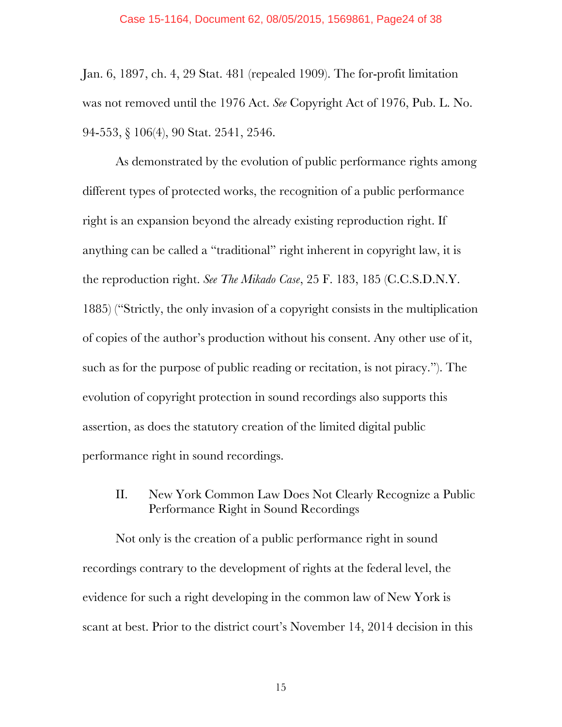Jan. 6, 1897, ch. 4, 29 Stat. 481 (repealed 1909). The for-profit limitation was not removed until the 1976 Act. *See* Copyright Act of 1976, Pub. L. No. 94-553, § 106(4), 90 Stat. 2541, 2546.

As demonstrated by the evolution of public performance rights among different types of protected works, the recognition of a public performance right is an expansion beyond the already existing reproduction right. If anything can be called a "traditional" right inherent in copyright law, it is the reproduction right. *See The Mikado Case*, 25 F. 183, 185 (C.C.S.D.N.Y. 1885) ("Strictly, the only invasion of a copyright consists in the multiplication of copies of the author's production without his consent. Any other use of it, such as for the purpose of public reading or recitation, is not piracy."). The evolution of copyright protection in sound recordings also supports this assertion, as does the statutory creation of the limited digital public performance right in sound recordings.

## II. New York Common Law Does Not Clearly Recognize a Public Performance Right in Sound Recordings

Not only is the creation of a public performance right in sound recordings contrary to the development of rights at the federal level, the evidence for such a right developing in the common law of New York is scant at best. Prior to the district court's November 14, 2014 decision in this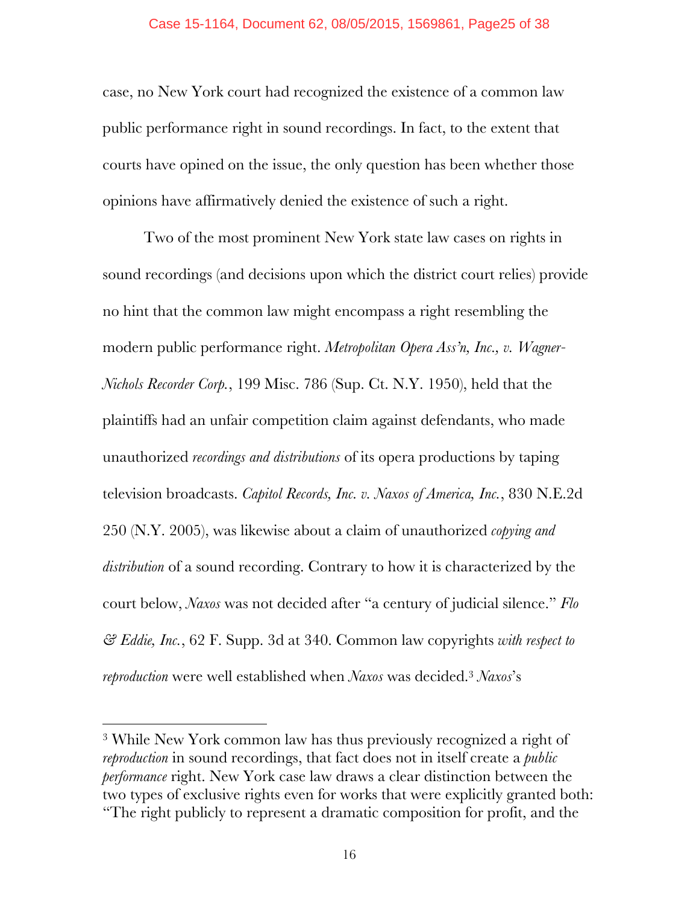case, no New York court had recognized the existence of a common law public performance right in sound recordings. In fact, to the extent that courts have opined on the issue, the only question has been whether those opinions have affirmatively denied the existence of such a right.

Two of the most prominent New York state law cases on rights in sound recordings (and decisions upon which the district court relies) provide no hint that the common law might encompass a right resembling the modern public performance right. *Metropolitan Opera Ass'n, Inc., v. Wagner-Nichols Recorder Corp.*, 199 Misc. 786 (Sup. Ct. N.Y. 1950), held that the plaintiffs had an unfair competition claim against defendants, who made unauthorized *recordings and distributions* of its opera productions by taping television broadcasts. *Capitol Records, Inc. v. Naxos of America, Inc.*, 830 N.E.2d 250 (N.Y. 2005), was likewise about a claim of unauthorized *copying and distribution* of a sound recording. Contrary to how it is characterized by the court below, *Naxos* was not decided after "a century of judicial silence." *Flo & Eddie, Inc.*, 62 F. Supp. 3d at 340. Common law copyrights *with respect to reproduction* were well established when *Naxos* was decided.[3] *Naxos*'s

---

[3] While New York common law has thus previously recognized a right of *reproduction* in sound recordings, that fact does not in itself create a *public performance* right. New York case law draws a clear distinction between the two types of exclusive rights even for works that were explicitly granted both: "The right publicly to represent a dramatic composition for profit, and the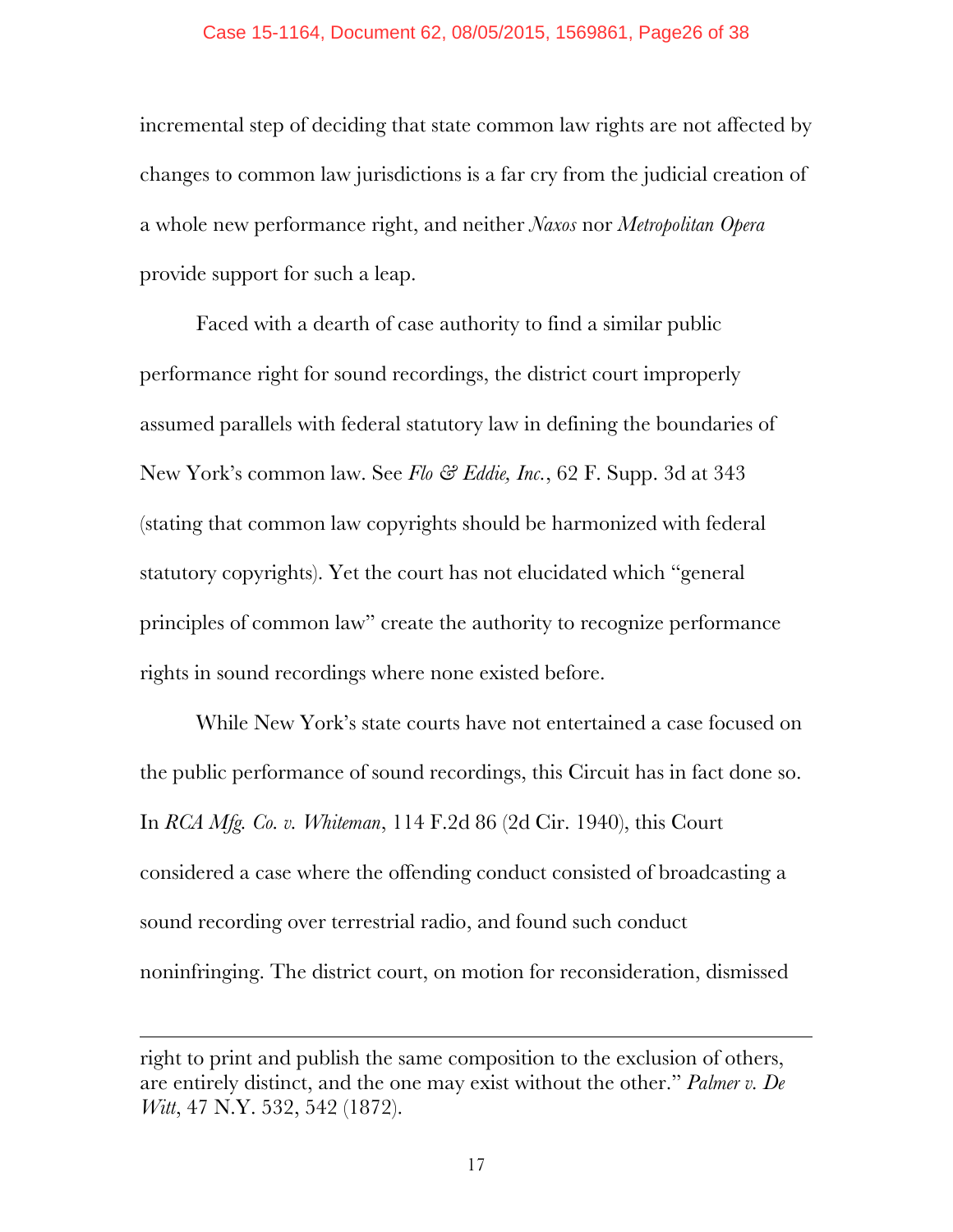incremental step of deciding that state common law rights are not affected by changes to common law jurisdictions is a far cry from the judicial creation of a whole new performance right, and neither *Naxos* nor *Metropolitan Opera* provide support for such a leap.

Faced with a dearth of case authority to find a similar public performance right for sound recordings, the district court improperly assumed parallels with federal statutory law in defining the boundaries of New York's common law. See *Flo & Eddie, Inc.*, 62 F. Supp. 3d at 343 (stating that common law copyrights should be harmonized with federal statutory copyrights). Yet the court has not elucidated which "general principles of common law" create the authority to recognize performance rights in sound recordings where none existed before.

While New York's state courts have not entertained a case focused on the public performance of sound recordings, this Circuit has in fact done so. In *RCA Mfg. Co. v. Whiteman*, 114 F.2d 86 (2d Cir. 1940), this Court considered a case where the offending conduct consisted of broadcasting a sound recording over terrestrial radio, and found such conduct noninfringing. The district court, on motion for reconsideration, dismissed

---

right to print and publish the same composition to the exclusion of others, are entirely distinct, and the one may exist without the other." *Palmer v. De Witt*, 47 N.Y. 532, 542 (1872).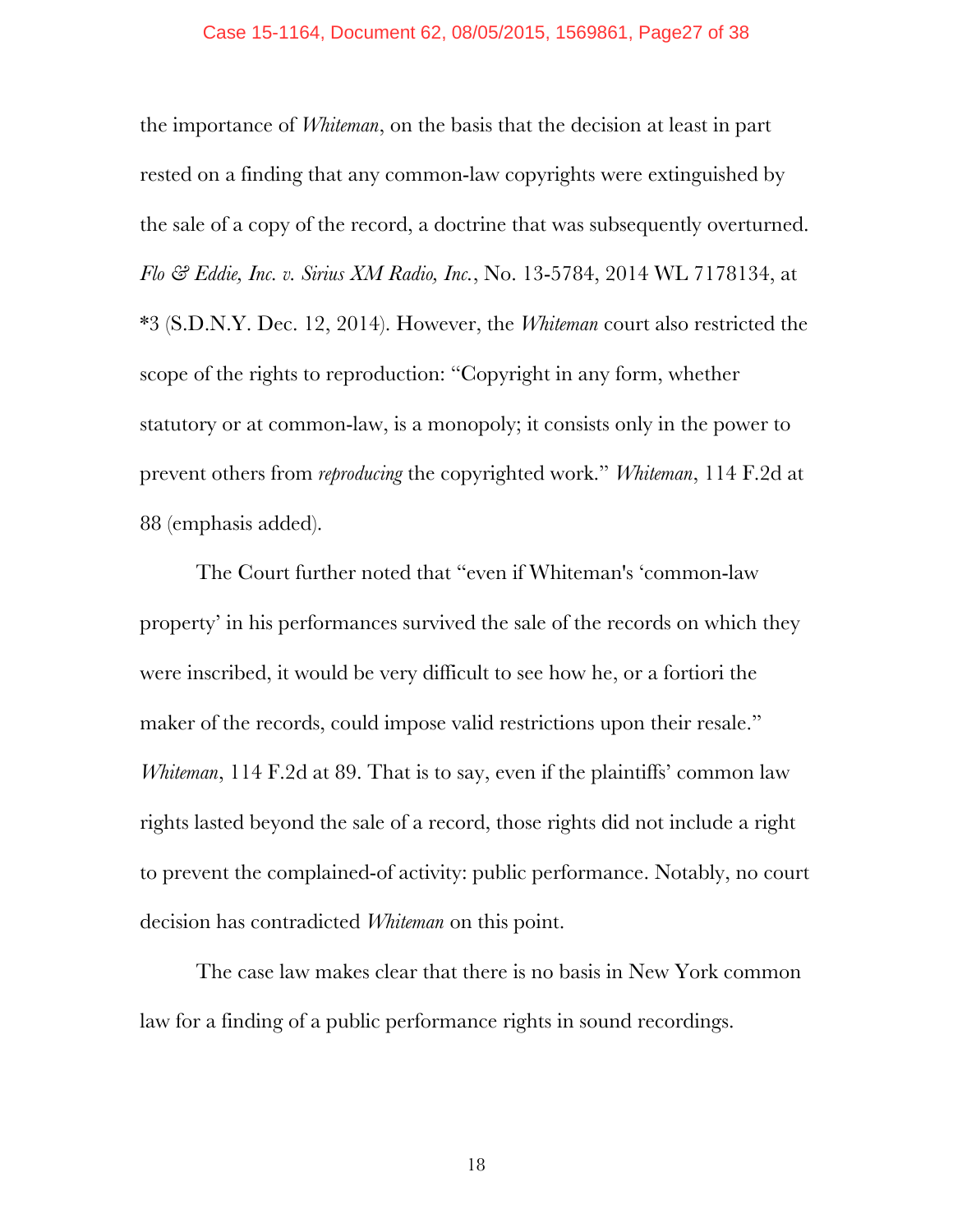the importance of *Whiteman*, on the basis that the decision at least in part rested on a finding that any common-law copyrights were extinguished by the sale of a copy of the record, a doctrine that was subsequently overturned. *Flo & Eddie, Inc. v. Sirius XM Radio, Inc.*, No. 13-5784, 2014 WL 7178134, at *3 (S.D.N.Y. Dec. 12, 2014). However, the *Whiteman* court also restricted the scope of the rights to reproduction: "Copyright in any form, whether statutory or at common-law, is a monopoly; it consists only in the power to prevent others from *reproducing* the copyrighted work." *Whiteman*, 114 F.2d at 88 (emphasis added).

The Court further noted that "even if Whiteman's 'common-law property' in his performances survived the sale of the records on which they were inscribed, it would be very difficult to see how he, or a fortiori the maker of the records, could impose valid restrictions upon their resale." *Whiteman*, 114 F.2d at 89. That is to say, even if the plaintiffs' common law rights lasted beyond the sale of a record, those rights did not include a right to prevent the complained-of activity: public performance. Notably, no court decision has contradicted *Whiteman* on this point.

The case law makes clear that there is no basis in New York common law for a finding of a public performance rights in sound recordings.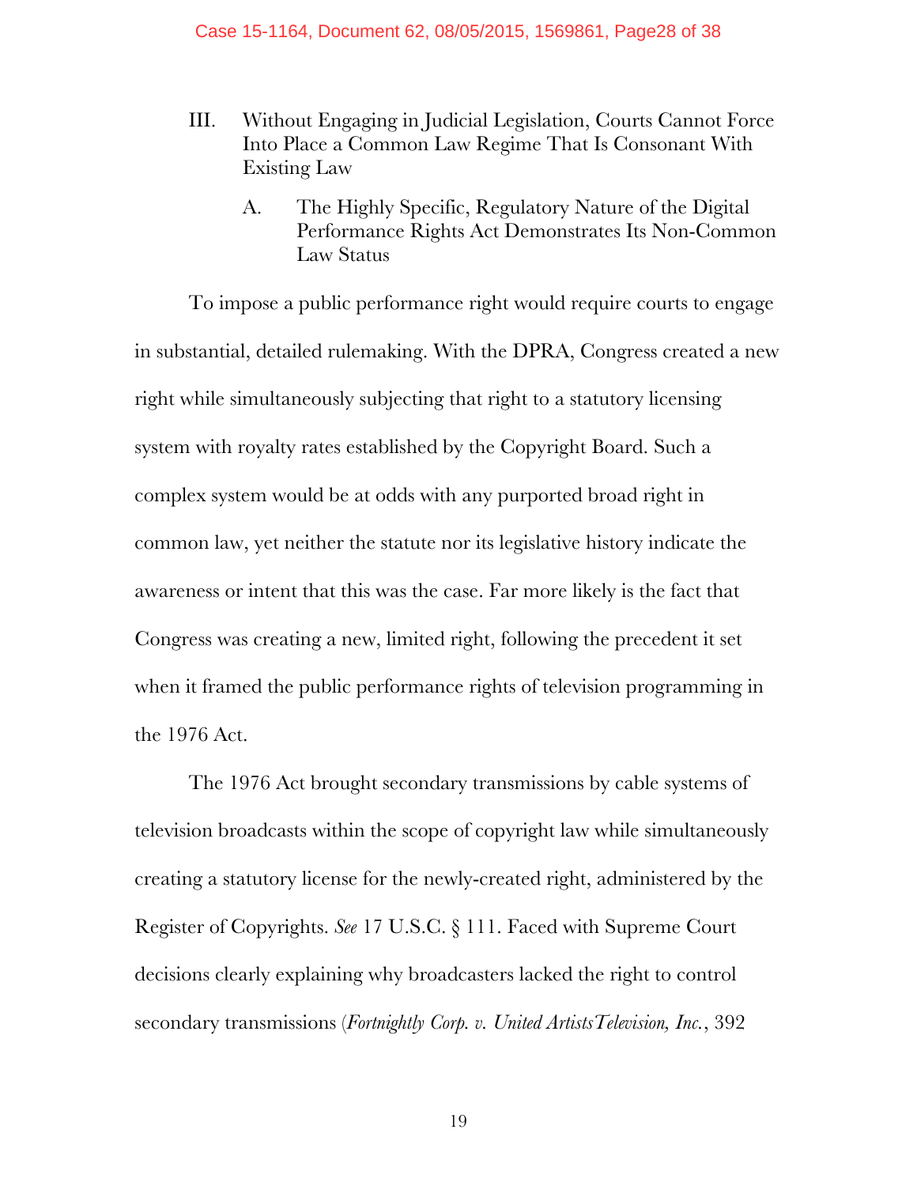### III. Without Engaging in Judicial Legislation, Courts Cannot Force Into Place a Common Law Regime That Is Consonant With Existing Law

#### A. The Highly Specific, Regulatory Nature of the Digital Performance Rights Act Demonstrates Its Non-Common Law Status

To impose a public performance right would require courts to engage in substantial, detailed rulemaking. With the DPRA, Congress created a new right while simultaneously subjecting that right to a statutory licensing system with royalty rates established by the Copyright Board. Such a complex system would be at odds with any purported broad right in common law, yet neither the statute nor its legislative history indicate the awareness or intent that this was the case. Far more likely is the fact that Congress was creating a new, limited right, following the precedent it set when it framed the public performance rights of television programming in the 1976 Act.

The 1976 Act brought secondary transmissions by cable systems of television broadcasts within the scope of copyright law while simultaneously creating a statutory license for the newly-created right, administered by the Register of Copyrights. *See* 17 U.S.C. § 111. Faced with Supreme Court decisions clearly explaining why broadcasters lacked the right to control secondary transmissions (*Fortnightly Corp. v. United Artists Television, Inc.*, 392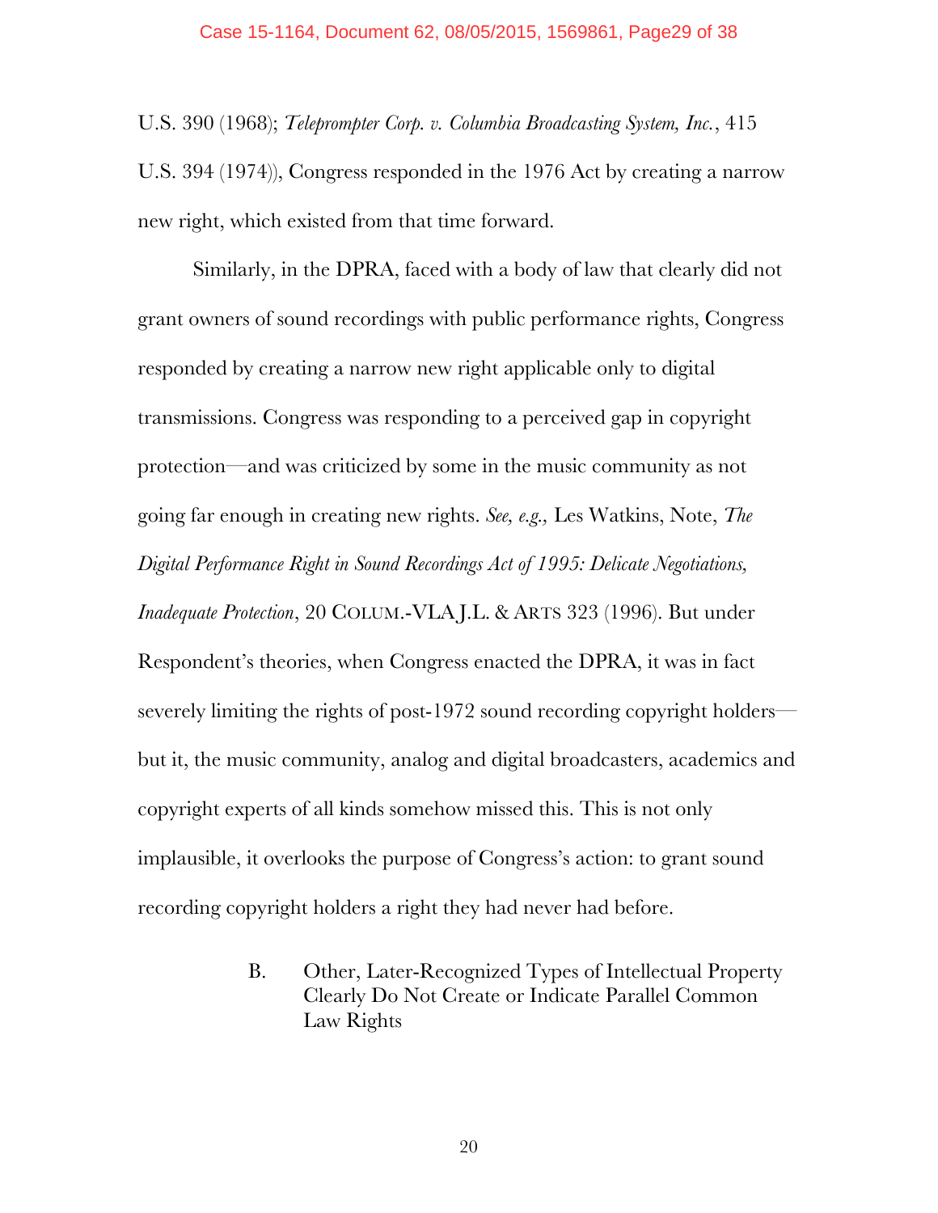U.S. 390 (1968); *Teleprompter Corp. v. Columbia Broadcasting System, Inc.*, 415 U.S. 394 (1974)), Congress responded in the 1976 Act by creating a narrow new right, which existed from that time forward.

Similarly, in the DPRA, faced with a body of law that clearly did not grant owners of sound recordings with public performance rights, Congress responded by creating a narrow new right applicable only to digital transmissions. Congress was responding to a perceived gap in copyright protection—and was criticized by some in the music community as not going far enough in creating new rights. *See, e.g.,* Les Watkins, Note, *The Digital Performance Right in Sound Recordings Act of 1995: Delicate Negotiations, Inadequate Protection*, 20 COLUM.-VLA J.L. & ARTS 323 (1996). But under Respondent's theories, when Congress enacted the DPRA, it was in fact severely limiting the rights of post-1972 sound recording copyright holders—but it, the music community, analog and digital broadcasters, academics and copyright experts of all kinds somehow missed this. This is not only implausible, it overlooks the purpose of Congress's action: to grant sound recording copyright holders a right they had never had before.

### B. Other, Later-Recognized Types of Intellectual Property Clearly Do Not Create or Indicate Parallel Common Law Rights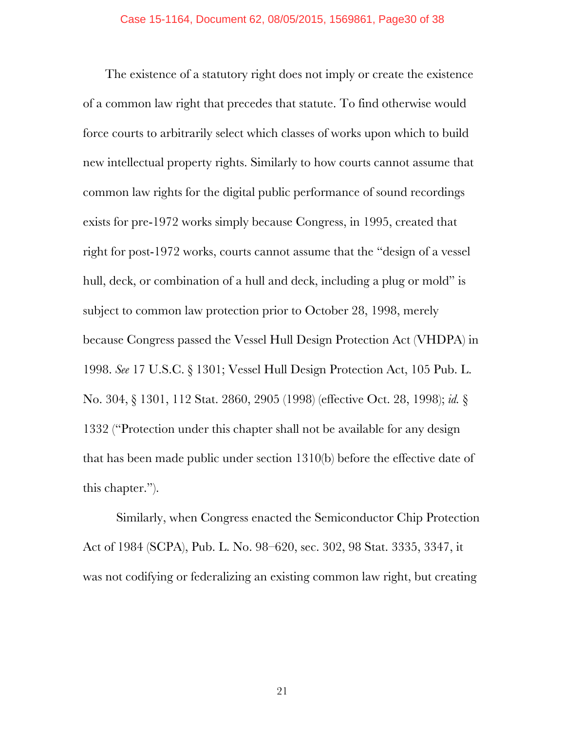The existence of a statutory right does not imply or create the existence of a common law right that precedes that statute. To find otherwise would force courts to arbitrarily select which classes of works upon which to build new intellectual property rights. Similarly to how courts cannot assume that common law rights for the digital public performance of sound recordings exists for pre-1972 works simply because Congress, in 1995, created that right for post-1972 works, courts cannot assume that the "design of a vessel hull, deck, or combination of a hull and deck, including a plug or mold" is subject to common law protection prior to October 28, 1998, merely because Congress passed the Vessel Hull Design Protection Act (VHDPA) in 1998. *See* 17 U.S.C. § 1301; Vessel Hull Design Protection Act, 105 Pub. L. No. 304, § 1301, 112 Stat. 2860, 2905 (1998) (effective Oct. 28, 1998); *id.* § 1332 ("Protection under this chapter shall not be available for any design that has been made public under section 1310(b) before the effective date of this chapter.").

Similarly, when Congress enacted the Semiconductor Chip Protection Act of 1984 (SCPA), Pub. L. No. 98–620, sec. 302, 98 Stat. 3335, 3347, it was not codifying or federalizing an existing common law right, but creating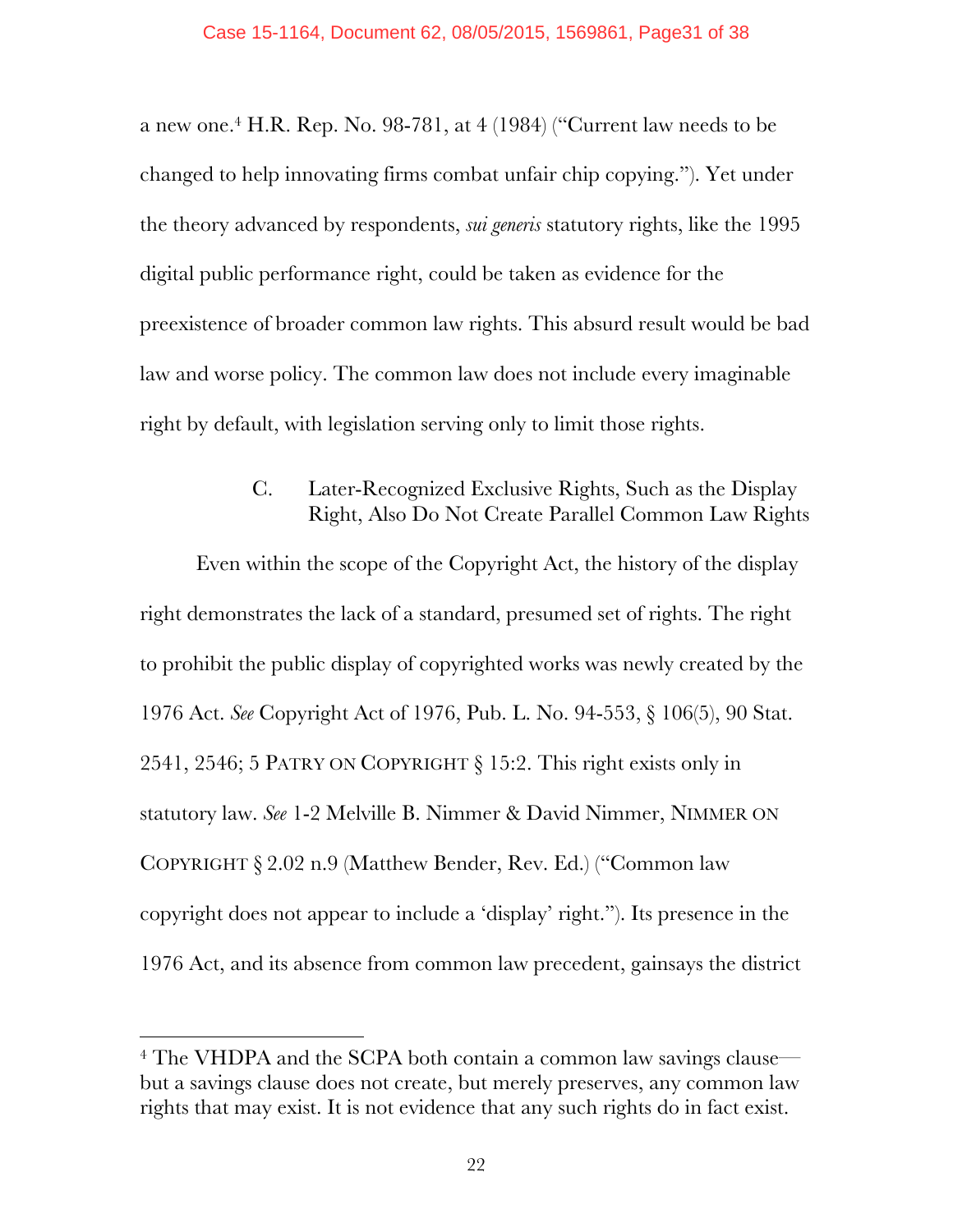a new one.[4] H.R. Rep. No. 98-781, at 4 (1984) ("Current law needs to be changed to help innovating firms combat unfair chip copying."). Yet under the theory advanced by respondents, *sui generis* statutory rights, like the 1995 digital public performance right, could be taken as evidence for the preexistence of broader common law rights. This absurd result would be bad law and worse policy. The common law does not include every imaginable right by default, with legislation serving only to limit those rights.

### C. Later-Recognized Exclusive Rights, Such as the Display Right, Also Do Not Create Parallel Common Law Rights

Even within the scope of the Copyright Act, the history of the display right demonstrates the lack of a standard, presumed set of rights. The right to prohibit the public display of copyrighted works was newly created by the 1976 Act. *See* Copyright Act of 1976, Pub. L. No. 94-553, § 106(5), 90 Stat. 2541, 2546; 5 PATRY ON COPYRIGHT § 15:2. This right exists only in statutory law. *See* 1-2 Melville B. Nimmer & David Nimmer, NIMMER ON COPYRIGHT § 2.02 n.9 (Matthew Bender, Rev. Ed.) ("Common law copyright does not appear to include a 'display' right."). Its presence in the 1976 Act, and its absence from common law precedent, gainsays the district

---

[4] The VHDPA and the SCPA both contain a common law savings clause—but a savings clause does not create, but merely preserves, any common law rights that may exist. It is not evidence that any such rights do in fact exist.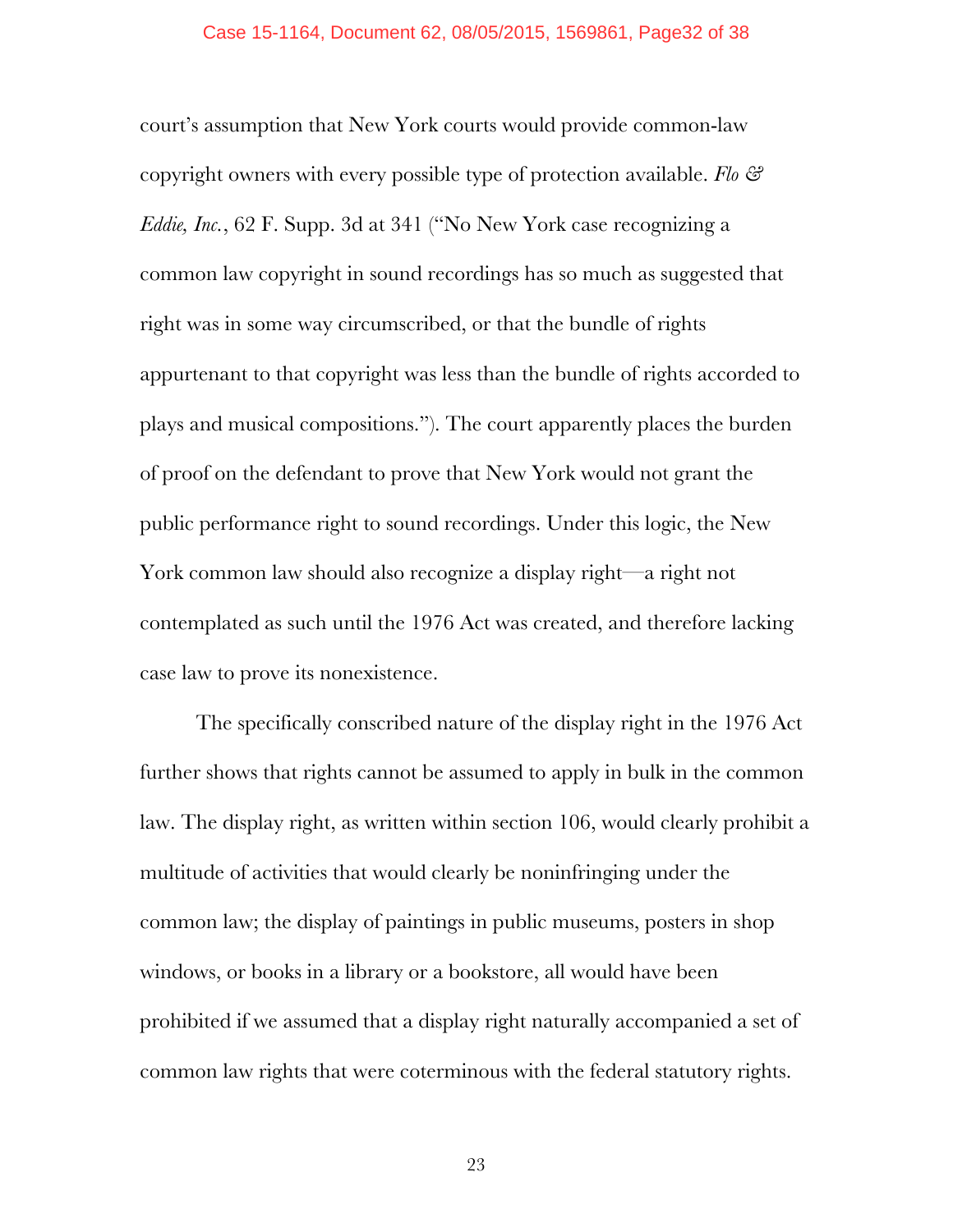court's assumption that New York courts would provide common-law copyright owners with every possible type of protection available. *Flo & Eddie, Inc.*, 62 F. Supp. 3d at 341 ("No New York case recognizing a common law copyright in sound recordings has so much as suggested that right was in some way circumscribed, or that the bundle of rights appurtenant to that copyright was less than the bundle of rights accorded to plays and musical compositions."). The court apparently places the burden of proof on the defendant to prove that New York would not grant the public performance right to sound recordings. Under this logic, the New York common law should also recognize a display right—a right not contemplated as such until the 1976 Act was created, and therefore lacking case law to prove its nonexistence.

The specifically conscribed nature of the display right in the 1976 Act further shows that rights cannot be assumed to apply in bulk in the common law. The display right, as written within section 106, would clearly prohibit a multitude of activities that would clearly be noninfringing under the common law; the display of paintings in public museums, posters in shop windows, or books in a library or a bookstore, all would have been prohibited if we assumed that a display right naturally accompanied a set of common law rights that were coterminous with the federal statutory rights.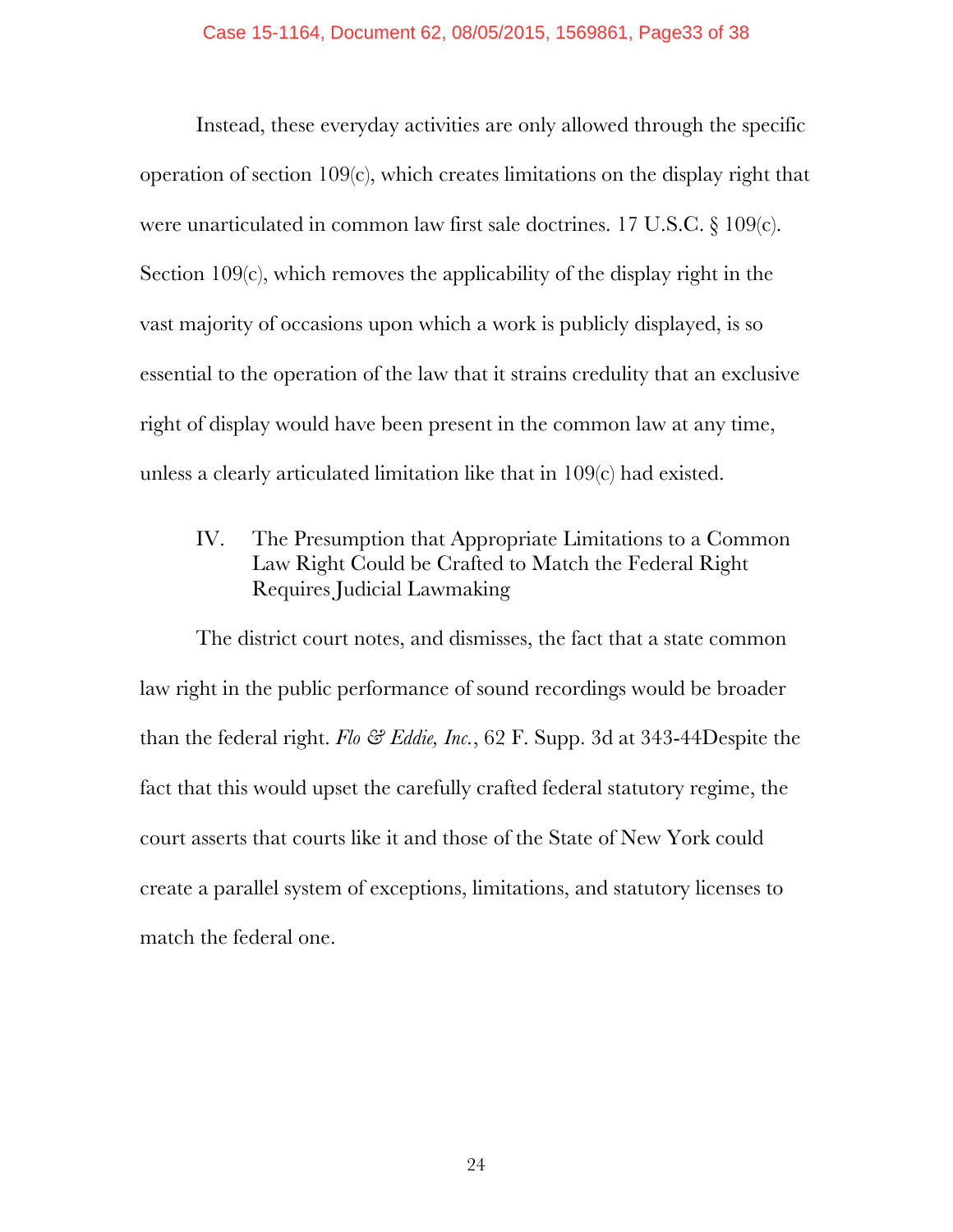Instead, these everyday activities are only allowed through the specific operation of section 109(c), which creates limitations on the display right that were unarticulated in common law first sale doctrines. 17 U.S.C. § 109(c). Section 109(c), which removes the applicability of the display right in the vast majority of occasions upon which a work is publicly displayed, is so essential to the operation of the law that it strains credulity that an exclusive right of display would have been present in the common law at any time, unless a clearly articulated limitation like that in 109(c) had existed.

## IV. The Presumption that Appropriate Limitations to a Common Law Right Could be Crafted to Match the Federal Right Requires Judicial Lawmaking

The district court notes, and dismisses, the fact that a state common law right in the public performance of sound recordings would be broader than the federal right. *Flo & Eddie, Inc.*, 62 F. Supp. 3d at 343-44Despite the fact that this would upset the carefully crafted federal statutory regime, the court asserts that courts like it and those of the State of New York could create a parallel system of exceptions, limitations, and statutory licenses to match the federal one.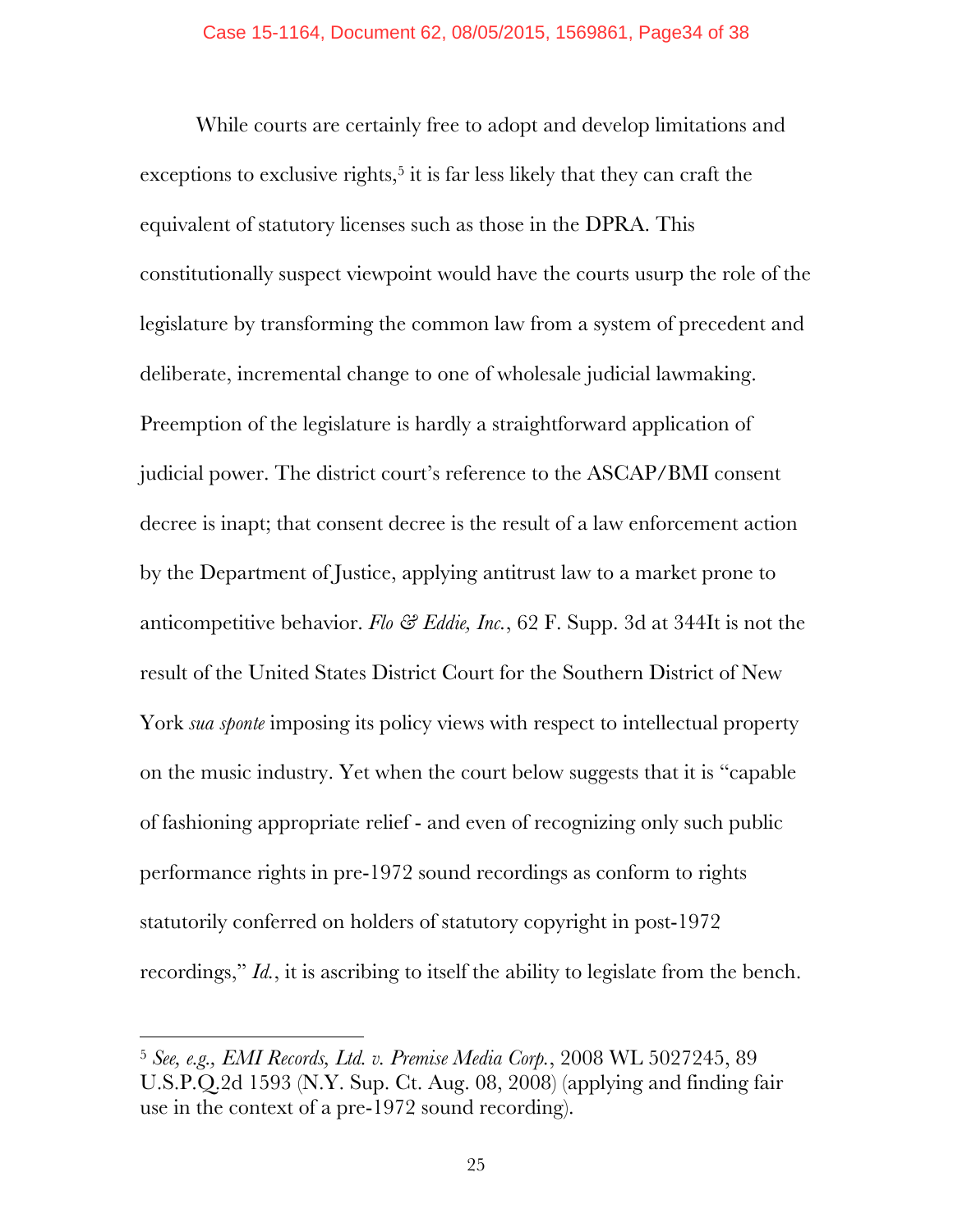While courts are certainly free to adopt and develop limitations and exceptions to exclusive rights,[5] it is far less likely that they can craft the equivalent of statutory licenses such as those in the DPRA. This constitutionally suspect viewpoint would have the courts usurp the role of the legislature by transforming the common law from a system of precedent and deliberate, incremental change to one of wholesale judicial lawmaking. Preemption of the legislature is hardly a straightforward application of judicial power. The district court's reference to the ASCAP/BMI consent decree is inapt; that consent decree is the result of a law enforcement action by the Department of Justice, applying antitrust law to a market prone to anticompetitive behavior. *Flo & Eddie, Inc.*, 62 F. Supp. 3d at 344It is not the result of the United States District Court for the Southern District of New York *sua sponte* imposing its policy views with respect to intellectual property on the music industry. Yet when the court below suggests that it is "capable of fashioning appropriate relief - and even of recognizing only such public performance rights in pre-1972 sound recordings as conform to rights statutorily conferred on holders of statutory copyright in post-1972 recordings," *Id.*, it is ascribing to itself the ability to legislate from the bench.

---

[5] *See, e.g., EMI Records, Ltd. v. Premise Media Corp.*, 2008 WL 5027245, 89 U.S.P.Q.2d 1593 (N.Y. Sup. Ct. Aug. 08, 2008) (applying and finding fair use in the context of a pre-1972 sound recording).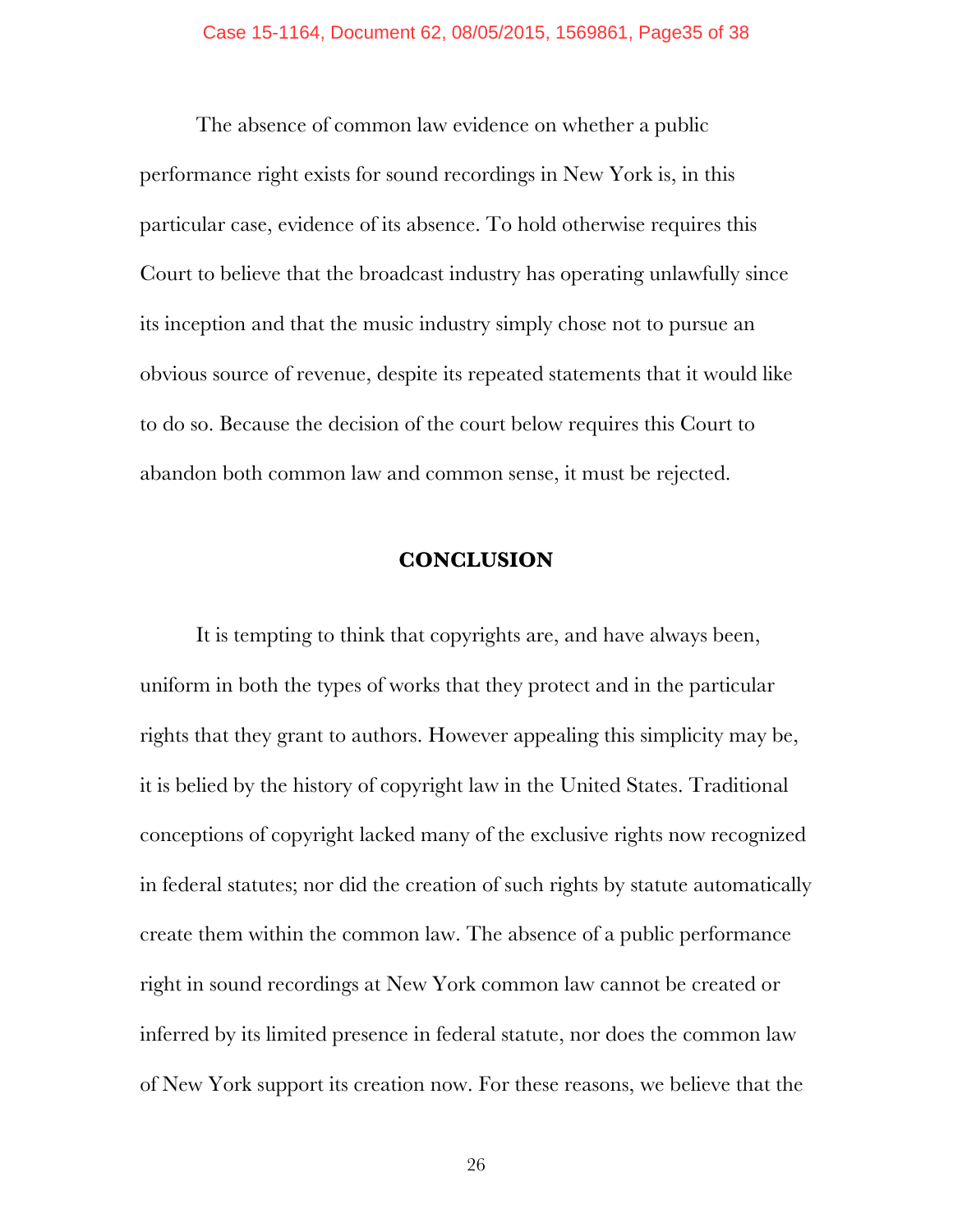The absence of common law evidence on whether a public performance right exists for sound recordings in New York is, in this particular case, evidence of its absence. To hold otherwise requires this Court to believe that the broadcast industry has operating unlawfully since its inception and that the music industry simply chose not to pursue an obvious source of revenue, despite its repeated statements that it would like to do so. Because the decision of the court below requires this Court to abandon both common law and common sense, it must be rejected.

## CONCLUSION

It is tempting to think that copyrights are, and have always been, uniform in both the types of works that they protect and in the particular rights that they grant to authors. However appealing this simplicity may be, it is belied by the history of copyright law in the United States. Traditional conceptions of copyright lacked many of the exclusive rights now recognized in federal statutes; nor did the creation of such rights by statute automatically create them within the common law. The absence of a public performance right in sound recordings at New York common law cannot be created or inferred by its limited presence in federal statute, nor does the common law of New York support its creation now. For these reasons, we believe that the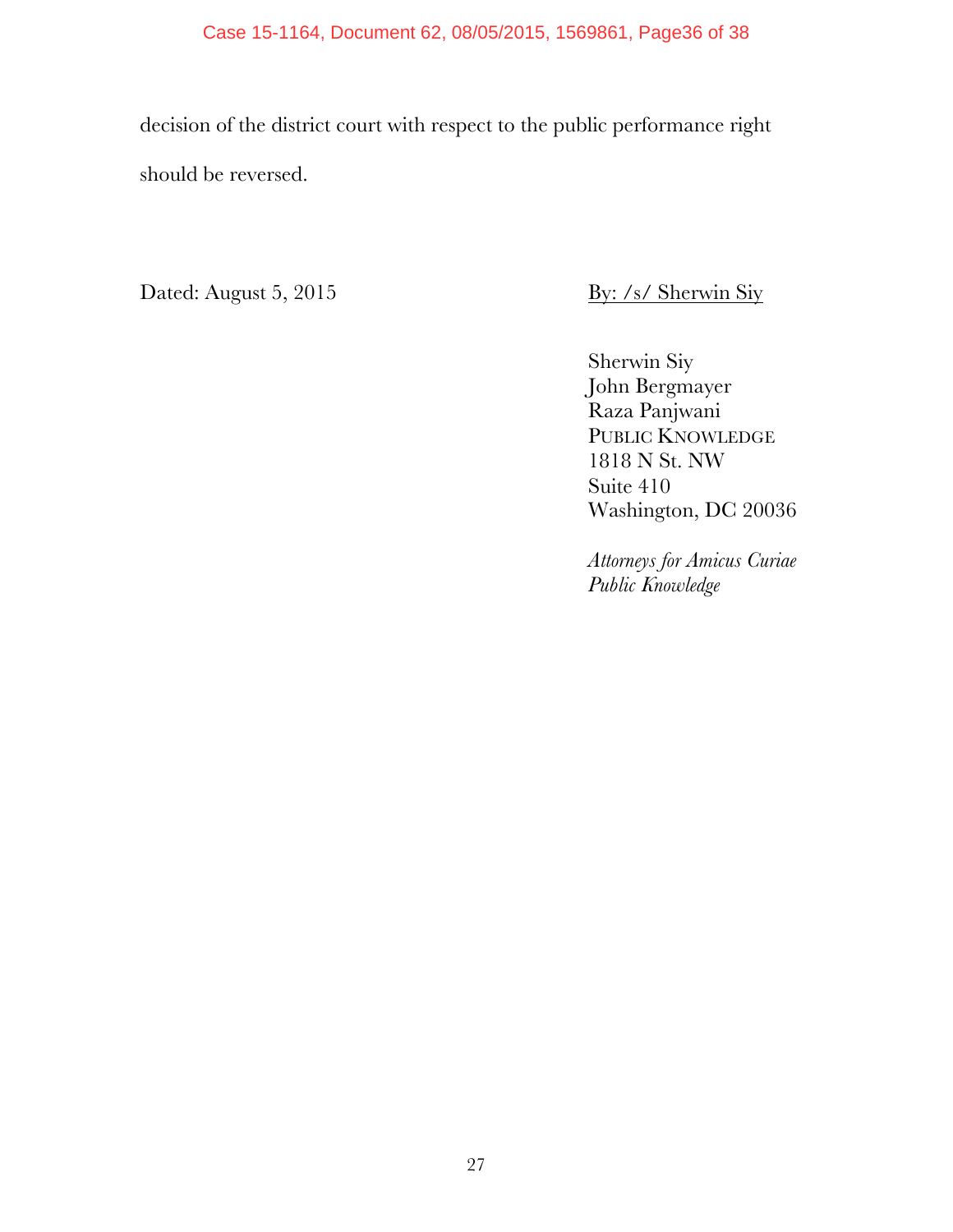decision of the district court with respect to the public performance right should be reversed.

Dated: August 5, 2015

By: /s/ Sherwin Siy

Sherwin Siy
John Bergmayer
Raza Panjwani
PUBLIC KNOWLEDGE
1818 N St. NW
Suite 410
Washington, DC 20036

*Attorneys for Amicus Curiae Public Knowledge*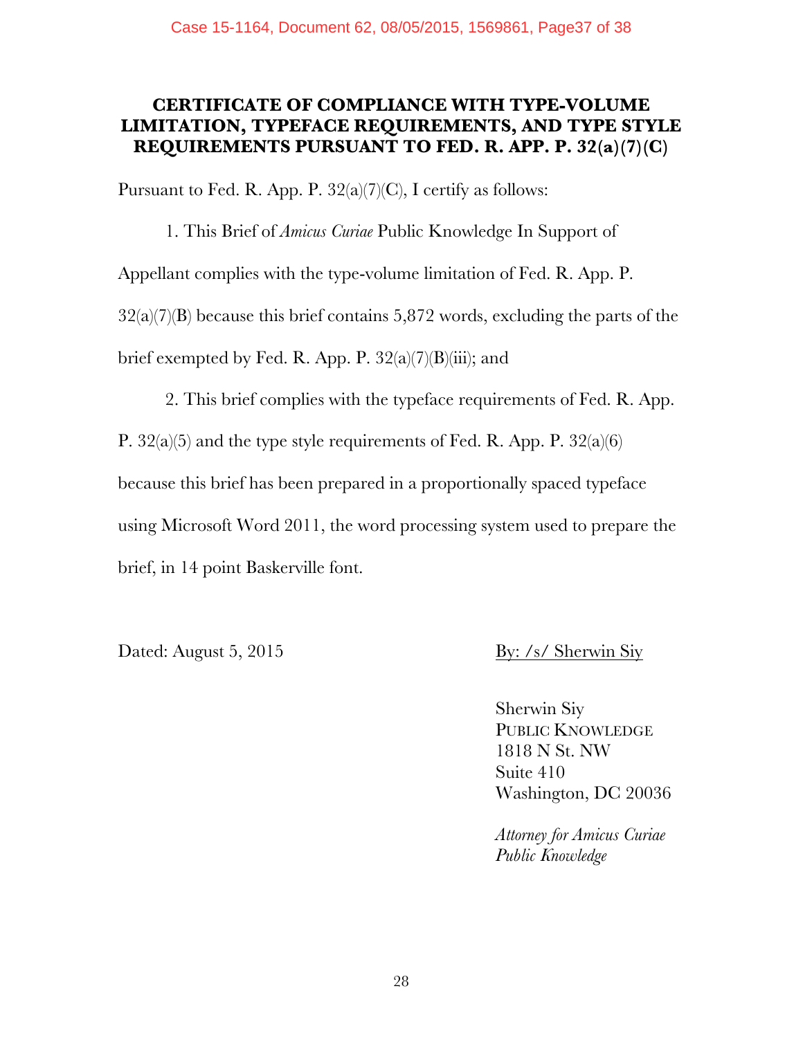## CERTIFICATE OF COMPLIANCE WITH TYPE-VOLUME LIMITATION, TYPEFACE REQUIREMENTS, AND TYPE STYLE REQUIREMENTS PURSUANT TO FED. R. APP. P. 32(a)(7)(C)

Pursuant to Fed. R. App. P. 32(a)(7)(C), I certify as follows:

1. This Brief of *Amicus Curiae* Public Knowledge In Support of Appellant complies with the type-volume limitation of Fed. R. App. P. 32(a)(7)(B) because this brief contains 5,872 words, excluding the parts of the brief exempted by Fed. R. App. P. 32(a)(7)(B)(iii); and

2. This brief complies with the typeface requirements of Fed. R. App. P. 32(a)(5) and the type style requirements of Fed. R. App. P. 32(a)(6) because this brief has been prepared in a proportionally spaced typeface using Microsoft Word 2011, the word processing system used to prepare the brief, in 14 point Baskerville font.

Dated: August 5, 2015

By: /s/ Sherwin Siy

Sherwin Siy
PUBLIC KNOWLEDGE
1818 N St. NW
Suite 410
Washington, DC 20036

*Attorney for Amicus Curiae Public Knowledge*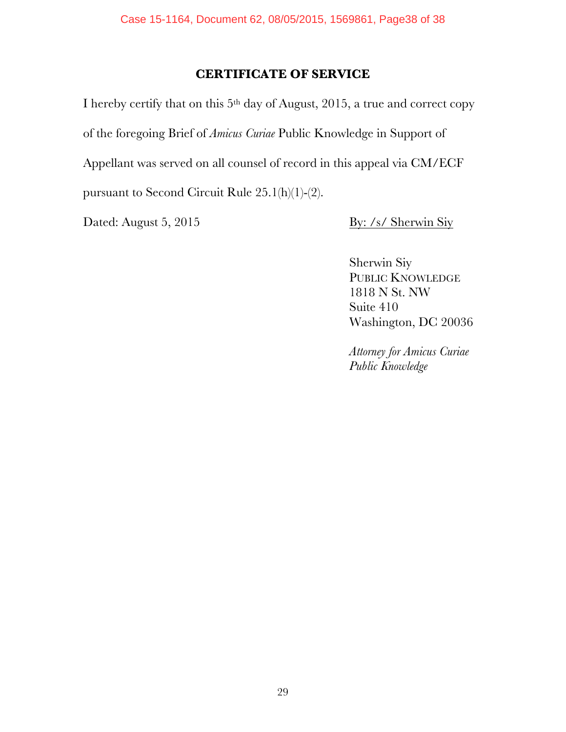## CERTIFICATE OF SERVICE

I hereby certify that on this 5th day of August, 2015, a true and correct copy of the foregoing Brief of *Amicus Curiae* Public Knowledge in Support of Appellant was served on all counsel of record in this appeal via CM/ECF pursuant to Second Circuit Rule 25.1(h)(1)-(2).

Dated: August 5, 2015

By: /s/ Sherwin Siy

Sherwin Siy
PUBLIC KNOWLEDGE
1818 N St. NW
Suite 410
Washington, DC 20036

*Attorney for Amicus Curiae Public Knowledge*